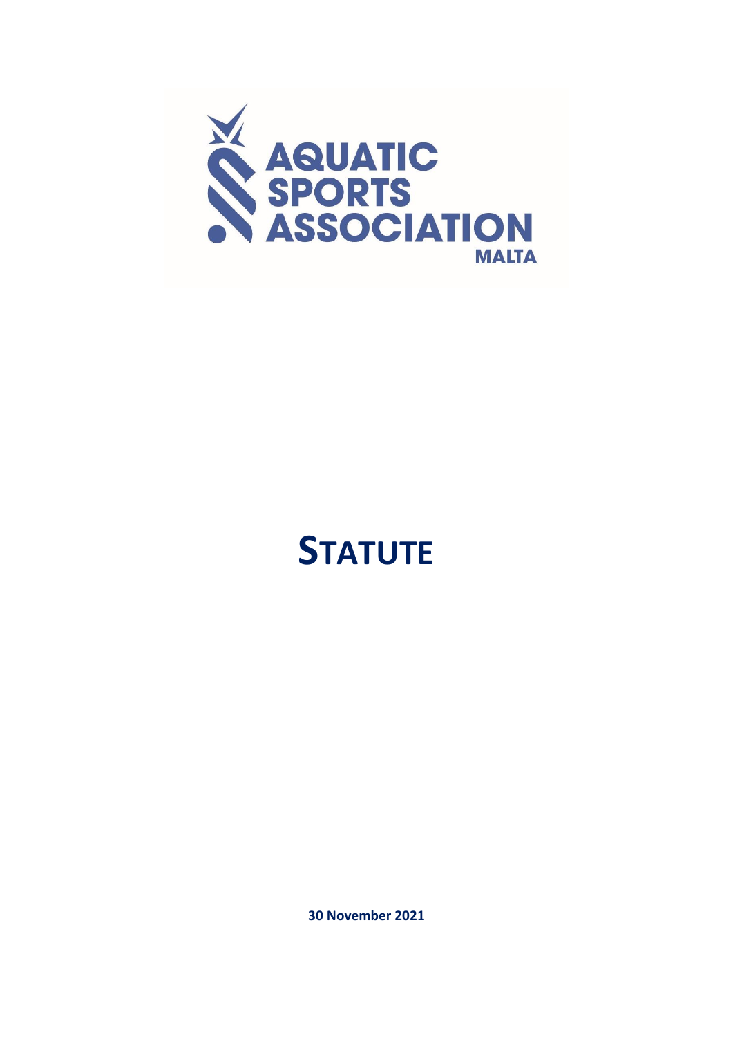AQUATIC SPORTS ASSOCIATION MALTA

# STATUTE

**30 November 2021**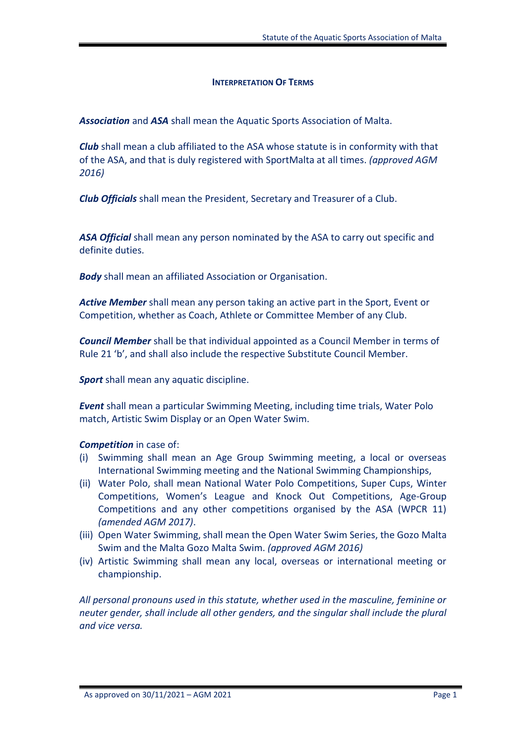## Interpretation Of Terms

***Association*** and ***ASA*** shall mean the Aquatic Sports Association of Malta.

***Club*** shall mean a club affiliated to the ASA whose statute is in conformity with that of the ASA, and that is duly registered with SportMalta at all times. *(approved AGM 2016)*

***Club Officials*** shall mean the President, Secretary and Treasurer of a Club.

***ASA Official*** shall mean any person nominated by the ASA to carry out specific and definite duties.

***Body*** shall mean an affiliated Association or Organisation.

***Active Member*** shall mean any person taking an active part in the Sport, Event or Competition, whether as Coach, Athlete or Committee Member of any Club.

***Council Member*** shall be that individual appointed as a Council Member in terms of Rule 21 'b', and shall also include the respective Substitute Council Member.

***Sport*** shall mean any aquatic discipline.

***Event*** shall mean a particular Swimming Meeting, including time trials, Water Polo match, Artistic Swim Display or an Open Water Swim.

***Competition*** in case of:

(i) Swimming shall mean an Age Group Swimming meeting, a local or overseas International Swimming meeting and the National Swimming Championships,

(ii) Water Polo, shall mean National Water Polo Competitions, Super Cups, Winter Competitions, Women's League and Knock Out Competitions, Age-Group Competitions and any other competitions organised by the ASA (WPCR 11) *(amended AGM 2017)*.

(iii) Open Water Swimming, shall mean the Open Water Swim Series, the Gozo Malta Swim and the Malta Gozo Malta Swim. *(approved AGM 2016)*

(iv) Artistic Swimming shall mean any local, overseas or international meeting or championship.

*All personal pronouns used in this statute, whether used in the masculine, feminine or neuter gender, shall include all other genders, and the singular shall include the plural and vice versa.*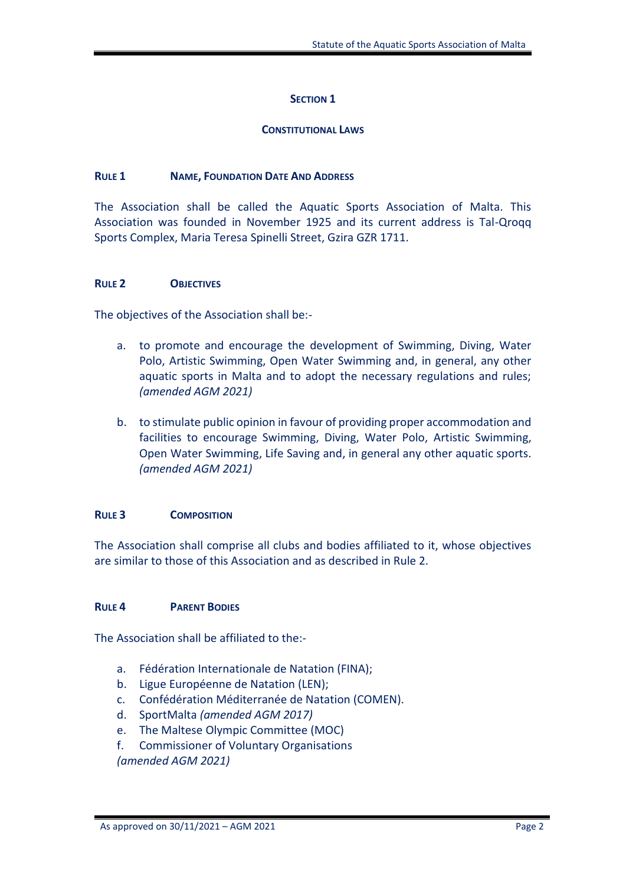## SECTION 1

### CONSTITUTIONAL LAWS

#### RULE 1 NAME, FOUNDATION DATE AND ADDRESS

The Association shall be called the Aquatic Sports Association of Malta. This Association was founded in November 1925 and its current address is Tal-Qroqq Sports Complex, Maria Teresa Spinelli Street, Gzira GZR 1711.

#### RULE 2 OBJECTIVES

The objectives of the Association shall be:-

a. to promote and encourage the development of Swimming, Diving, Water Polo, Artistic Swimming, Open Water Swimming and, in general, any other aquatic sports in Malta and to adopt the necessary regulations and rules; *(amended AGM 2021)*

b. to stimulate public opinion in favour of providing proper accommodation and facilities to encourage Swimming, Diving, Water Polo, Artistic Swimming, Open Water Swimming, Life Saving and, in general any other aquatic sports. *(amended AGM 2021)*

#### RULE 3 COMPOSITION

The Association shall comprise all clubs and bodies affiliated to it, whose objectives are similar to those of this Association and as described in Rule 2.

#### RULE 4 PARENT BODIES

The Association shall be affiliated to the:-

a. Fédération Internationale de Natation (FINA);
b. Ligue Européenne de Natation (LEN);
c. Confédération Méditerranée de Natation (COMEN).
d. SportMalta *(amended AGM 2017)*
e. The Maltese Olympic Committee (MOC)
f. Commissioner of Voluntary Organisations

*(amended AGM 2021)*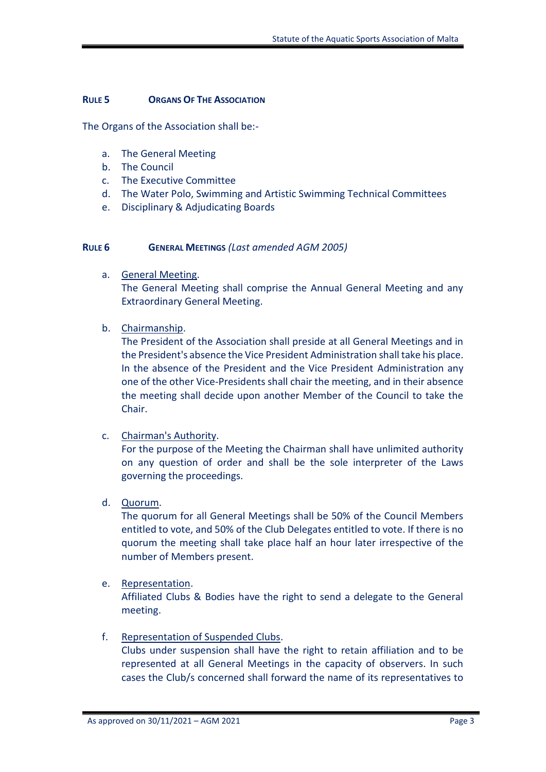## RULE 5 ORGANS OF THE ASSOCIATION

The Organs of the Association shall be:-

a. The General Meeting
b. The Council
c. The Executive Committee
d. The Water Polo, Swimming and Artistic Swimming Technical Committees
e. Disciplinary & Adjudicating Boards

## RULE 6 GENERAL MEETINGS *(Last amended AGM 2005)*

a. General Meeting.
The General Meeting shall comprise the Annual General Meeting and any Extraordinary General Meeting.

b. Chairmanship.
The President of the Association shall preside at all General Meetings and in the President's absence the Vice President Administration shall take his place. In the absence of the President and the Vice President Administration any one of the other Vice-Presidents shall chair the meeting, and in their absence the meeting shall decide upon another Member of the Council to take the Chair.

c. Chairman's Authority.
For the purpose of the Meeting the Chairman shall have unlimited authority on any question of order and shall be the sole interpreter of the Laws governing the proceedings.

d. Quorum.
The quorum for all General Meetings shall be 50% of the Council Members entitled to vote, and 50% of the Club Delegates entitled to vote. If there is no quorum the meeting shall take place half an hour later irrespective of the number of Members present.

e. Representation.
Affiliated Clubs & Bodies have the right to send a delegate to the General meeting.

f. Representation of Suspended Clubs.
Clubs under suspension shall have the right to retain affiliation and to be represented at all General Meetings in the capacity of observers. In such cases the Club/s concerned shall forward the name of its representatives to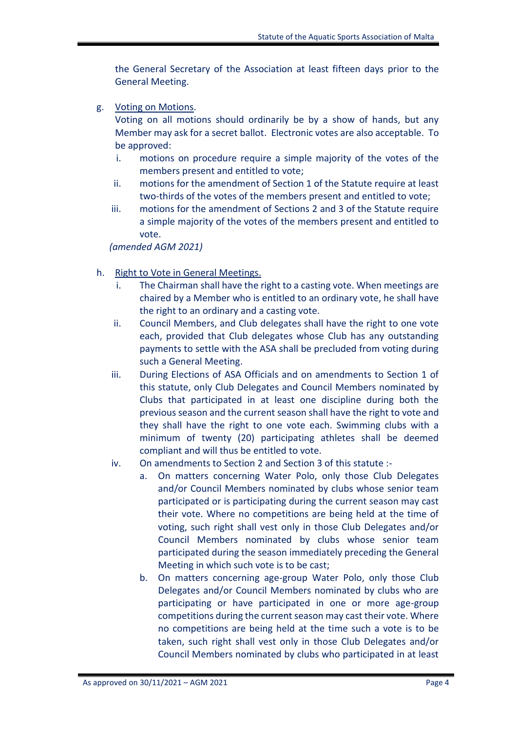the General Secretary of the Association at least fifteen days prior to the General Meeting.

g. Voting on Motions.
   Voting on all motions should ordinarily be by a show of hands, but any Member may ask for a secret ballot. Electronic votes are also acceptable. To be approved:
   i. motions on procedure require a simple majority of the votes of the members present and entitled to vote;
   ii. motions for the amendment of Section 1 of the Statute require at least two-thirds of the votes of the members present and entitled to vote;
   iii. motions for the amendment of Sections 2 and 3 of the Statute require a simple majority of the votes of the members present and entitled to vote.

   *(amended AGM 2021)*

h. Right to Vote in General Meetings.
   i. The Chairman shall have the right to a casting vote. When meetings are chaired by a Member who is entitled to an ordinary vote, he shall have the right to an ordinary and a casting vote.
   ii. Council Members, and Club delegates shall have the right to one vote each, provided that Club delegates whose Club has any outstanding payments to settle with the ASA shall be precluded from voting during such a General Meeting.
   iii. During Elections of ASA Officials and on amendments to Section 1 of this statute, only Club Delegates and Council Members nominated by Clubs that participated in at least one discipline during both the previous season and the current season shall have the right to vote and they shall have the right to one vote each. Swimming clubs with a minimum of twenty (20) participating athletes shall be deemed compliant and will thus be entitled to vote.
   iv. On amendments to Section 2 and Section 3 of this statute :-
      a. On matters concerning Water Polo, only those Club Delegates and/or Council Members nominated by clubs whose senior team participated or is participating during the current season may cast their vote. Where no competitions are being held at the time of voting, such right shall vest only in those Club Delegates and/or Council Members nominated by clubs whose senior team participated during the season immediately preceding the General Meeting in which such vote is to be cast;
      b. On matters concerning age-group Water Polo, only those Club Delegates and/or Council Members nominated by clubs who are participating or have participated in one or more age-group competitions during the current season may cast their vote. Where no competitions are being held at the time such a vote is to be taken, such right shall vest only in those Club Delegates and/or Council Members nominated by clubs who participated in at least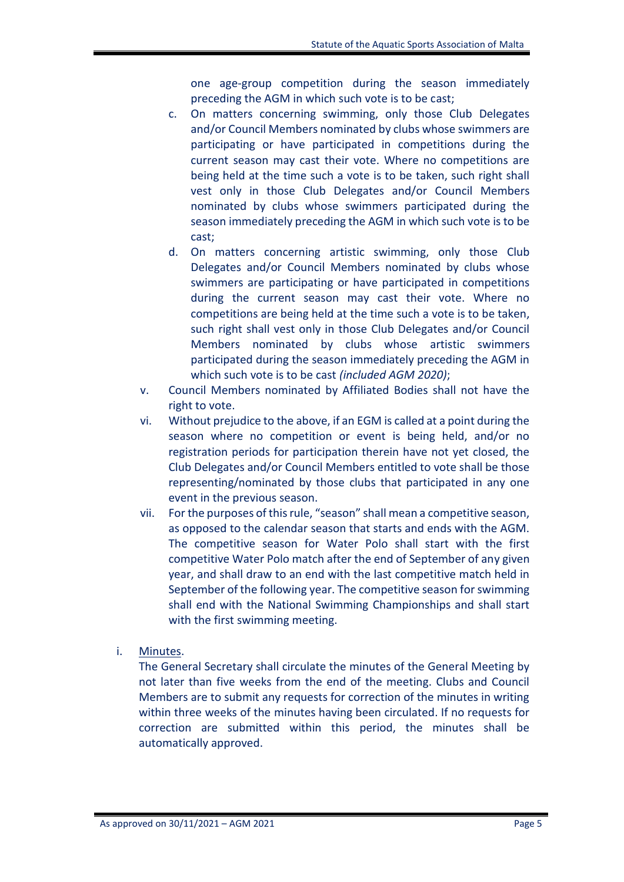one age-group competition during the season immediately preceding the AGM in which such vote is to be cast;

c. On matters concerning swimming, only those Club Delegates and/or Council Members nominated by clubs whose swimmers are participating or have participated in competitions during the current season may cast their vote. Where no competitions are being held at the time such a vote is to be taken, such right shall vest only in those Club Delegates and/or Council Members nominated by clubs whose swimmers participated during the season immediately preceding the AGM in which such vote is to be cast;

d. On matters concerning artistic swimming, only those Club Delegates and/or Council Members nominated by clubs whose swimmers are participating or have participated in competitions during the current season may cast their vote. Where no competitions are being held at the time such a vote is to be taken, such right shall vest only in those Club Delegates and/or Council Members nominated by clubs whose artistic swimmers participated during the season immediately preceding the AGM in which such vote is to be cast *(included AGM 2020)*;

v. Council Members nominated by Affiliated Bodies shall not have the right to vote.

vi. Without prejudice to the above, if an EGM is called at a point during the season where no competition or event is being held, and/or no registration periods for participation therein have not yet closed, the Club Delegates and/or Council Members entitled to vote shall be those representing/nominated by those clubs that participated in any one event in the previous season.

vii. For the purposes of this rule, "season" shall mean a competitive season, as opposed to the calendar season that starts and ends with the AGM. The competitive season for Water Polo shall start with the first competitive Water Polo match after the end of September of any given year, and shall draw to an end with the last competitive match held in September of the following year. The competitive season for swimming shall end with the National Swimming Championships and shall start with the first swimming meeting.

i. Minutes.

The General Secretary shall circulate the minutes of the General Meeting by not later than five weeks from the end of the meeting. Clubs and Council Members are to submit any requests for correction of the minutes in writing within three weeks of the minutes having been circulated. If no requests for correction are submitted within this period, the minutes shall be automatically approved.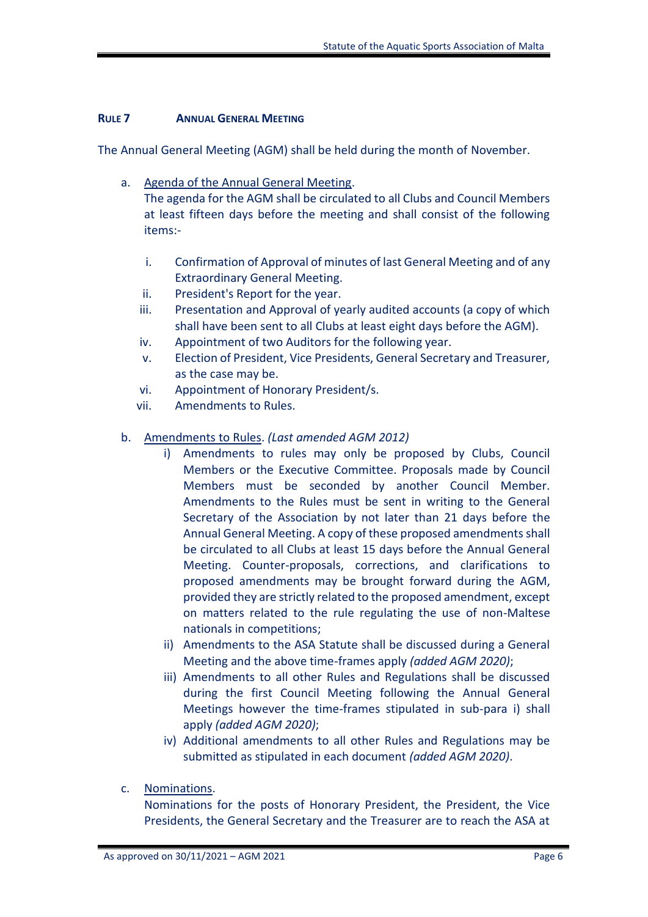## RULE 7 ANNUAL GENERAL MEETING

The Annual General Meeting (AGM) shall be held during the month of November.

a. Agenda of the Annual General Meeting.
   The agenda for the AGM shall be circulated to all Clubs and Council Members at least fifteen days before the meeting and shall consist of the following items:-

   i. Confirmation of Approval of minutes of last General Meeting and of any Extraordinary General Meeting.
   ii. President's Report for the year.
   iii. Presentation and Approval of yearly audited accounts (a copy of which shall have been sent to all Clubs at least eight days before the AGM).
   iv. Appointment of two Auditors for the following year.
   v. Election of President, Vice Presidents, General Secretary and Treasurer, as the case may be.
   vi. Appointment of Honorary President/s.
   vii. Amendments to Rules.

b. Amendments to Rules. *(Last amended AGM 2012)*
   i) Amendments to rules may only be proposed by Clubs, Council Members or the Executive Committee. Proposals made by Council Members must be seconded by another Council Member. Amendments to the Rules must be sent in writing to the General Secretary of the Association by not later than 21 days before the Annual General Meeting. A copy of these proposed amendments shall be circulated to all Clubs at least 15 days before the Annual General Meeting. Counter-proposals, corrections, and clarifications to proposed amendments may be brought forward during the AGM, provided they are strictly related to the proposed amendment, except on matters related to the rule regulating the use of non-Maltese nationals in competitions;
   ii) Amendments to the ASA Statute shall be discussed during a General Meeting and the above time-frames apply *(added AGM 2020)*;
   iii) Amendments to all other Rules and Regulations shall be discussed during the first Council Meeting following the Annual General Meetings however the time-frames stipulated in sub-para i) shall apply *(added AGM 2020)*;
   iv) Additional amendments to all other Rules and Regulations may be submitted as stipulated in each document *(added AGM 2020)*.

c. Nominations.
   Nominations for the posts of Honorary President, the President, the Vice Presidents, the General Secretary and the Treasurer are to reach the ASA at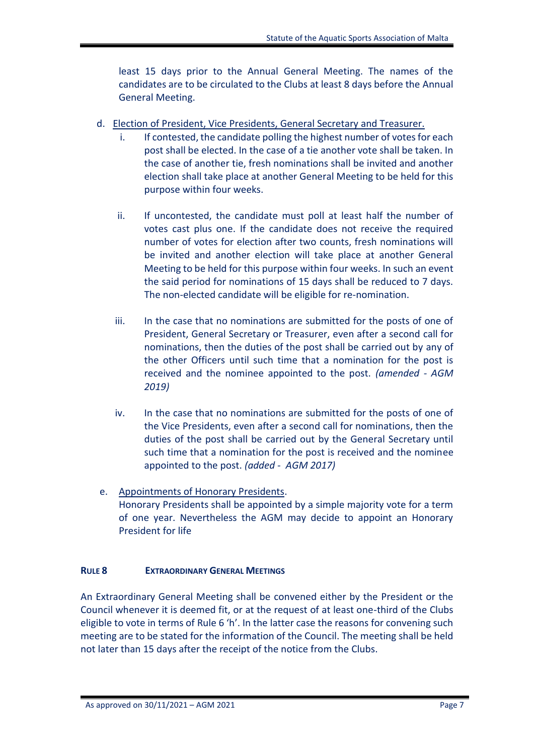least 15 days prior to the Annual General Meeting. The names of the candidates are to be circulated to the Clubs at least 8 days before the Annual General Meeting.

d. Election of President, Vice Presidents, General Secretary and Treasurer.

   i. If contested, the candidate polling the highest number of votes for each post shall be elected. In the case of a tie another vote shall be taken. In the case of another tie, fresh nominations shall be invited and another election shall take place at another General Meeting to be held for this purpose within four weeks.

   ii. If uncontested, the candidate must poll at least half the number of votes cast plus one. If the candidate does not receive the required number of votes for election after two counts, fresh nominations will be invited and another election will take place at another General Meeting to be held for this purpose within four weeks. In such an event the said period for nominations of 15 days shall be reduced to 7 days. The non-elected candidate will be eligible for re-nomination.

   iii. In the case that no nominations are submitted for the posts of one of President, General Secretary or Treasurer, even after a second call for nominations, then the duties of the post shall be carried out by any of the other Officers until such time that a nomination for the post is received and the nominee appointed to the post. *(amended - AGM 2019)*

   iv. In the case that no nominations are submitted for the posts of one of the Vice Presidents, even after a second call for nominations, then the duties of the post shall be carried out by the General Secretary until such time that a nomination for the post is received and the nominee appointed to the post. *(added - AGM 2017)*

e. Appointments of Honorary Presidents.
   Honorary Presidents shall be appointed by a simple majority vote for a term of one year. Nevertheless the AGM may decide to appoint an Honorary President for life

## RULE 8 EXTRAORDINARY GENERAL MEETINGS

An Extraordinary General Meeting shall be convened either by the President or the Council whenever it is deemed fit, or at the request of at least one-third of the Clubs eligible to vote in terms of Rule 6 'h'. In the latter case the reasons for convening such meeting are to be stated for the information of the Council. The meeting shall be held not later than 15 days after the receipt of the notice from the Clubs.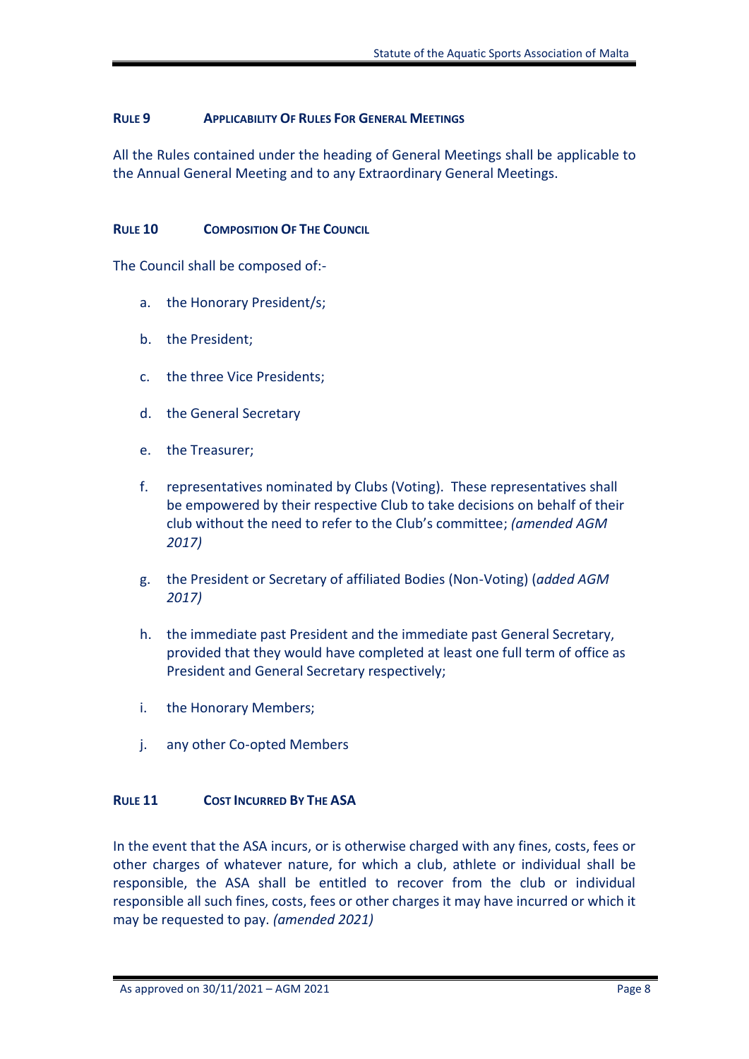### RULE 9 APPLICABILITY OF RULES FOR GENERAL MEETINGS

All the Rules contained under the heading of General Meetings shall be applicable to the Annual General Meeting and to any Extraordinary General Meetings.

### RULE 10 COMPOSITION OF THE COUNCIL

The Council shall be composed of:-

a. the Honorary President/s;

b. the President;

c. the three Vice Presidents;

d. the General Secretary

e. the Treasurer;

f. representatives nominated by Clubs (Voting). These representatives shall be empowered by their respective Club to take decisions on behalf of their club without the need to refer to the Club's committee; *(amended AGM 2017)*

g. the President or Secretary of affiliated Bodies (Non-Voting) (*added AGM 2017)*

h. the immediate past President and the immediate past General Secretary, provided that they would have completed at least one full term of office as President and General Secretary respectively;

i. the Honorary Members;

j. any other Co-opted Members

### RULE 11 COST INCURRED BY THE ASA

In the event that the ASA incurs, or is otherwise charged with any fines, costs, fees or other charges of whatever nature, for which a club, athlete or individual shall be responsible, the ASA shall be entitled to recover from the club or individual responsible all such fines, costs, fees or other charges it may have incurred or which it may be requested to pay. *(amended 2021)*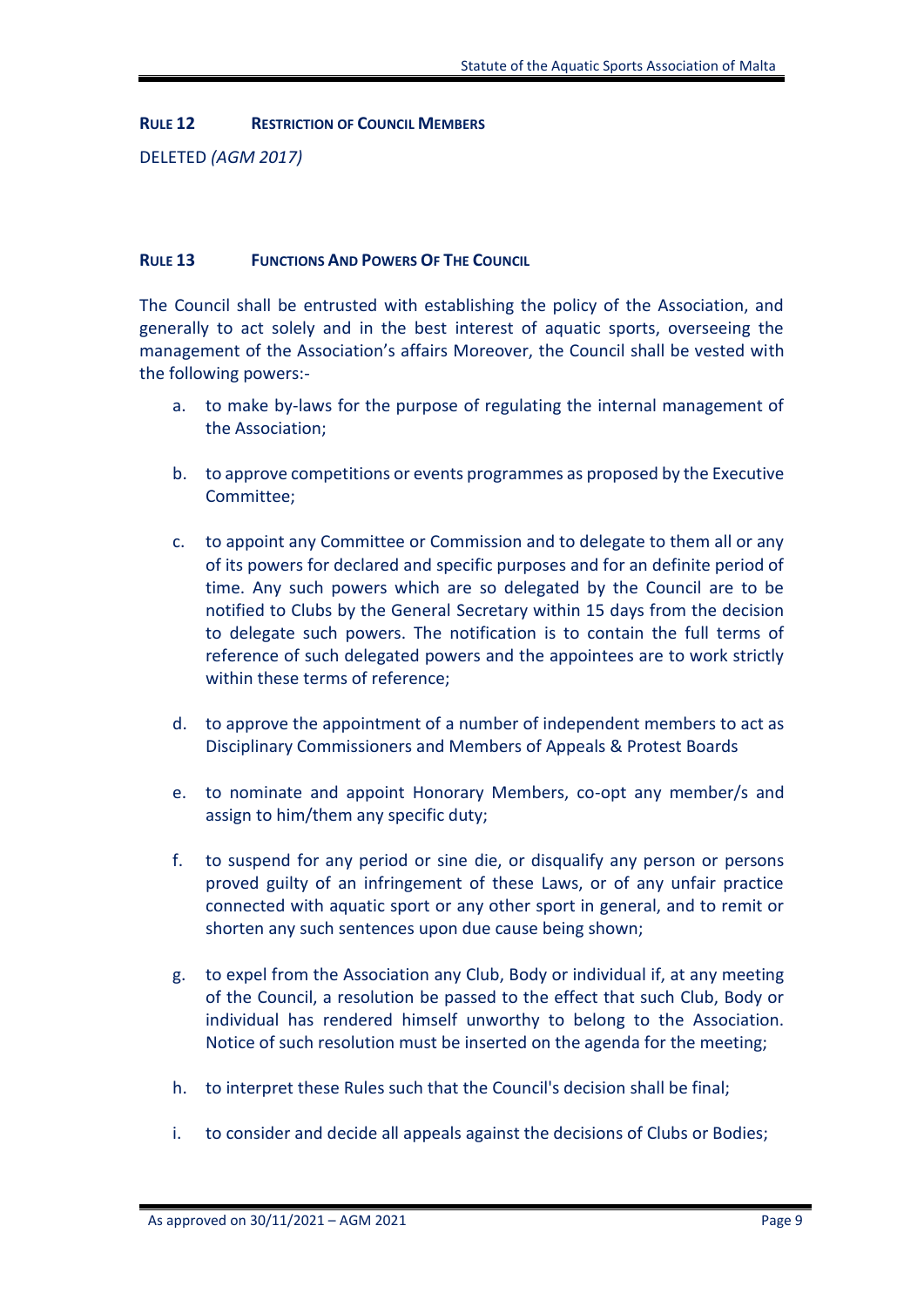## RULE 12 RESTRICTION OF COUNCIL MEMBERS

DELETED *(AGM 2017)*

## RULE 13 FUNCTIONS AND POWERS OF THE COUNCIL

The Council shall be entrusted with establishing the policy of the Association, and generally to act solely and in the best interest of aquatic sports, overseeing the management of the Association's affairs Moreover, the Council shall be vested with the following powers:-

a. to make by-laws for the purpose of regulating the internal management of the Association;

b. to approve competitions or events programmes as proposed by the Executive Committee;

c. to appoint any Committee or Commission and to delegate to them all or any of its powers for declared and specific purposes and for an definite period of time. Any such powers which are so delegated by the Council are to be notified to Clubs by the General Secretary within 15 days from the decision to delegate such powers. The notification is to contain the full terms of reference of such delegated powers and the appointees are to work strictly within these terms of reference;

d. to approve the appointment of a number of independent members to act as Disciplinary Commissioners and Members of Appeals & Protest Boards

e. to nominate and appoint Honorary Members, co-opt any member/s and assign to him/them any specific duty;

f. to suspend for any period or sine die, or disqualify any person or persons proved guilty of an infringement of these Laws, or of any unfair practice connected with aquatic sport or any other sport in general, and to remit or shorten any such sentences upon due cause being shown;

g. to expel from the Association any Club, Body or individual if, at any meeting of the Council, a resolution be passed to the effect that such Club, Body or individual has rendered himself unworthy to belong to the Association. Notice of such resolution must be inserted on the agenda for the meeting;

h. to interpret these Rules such that the Council's decision shall be final;

i. to consider and decide all appeals against the decisions of Clubs or Bodies;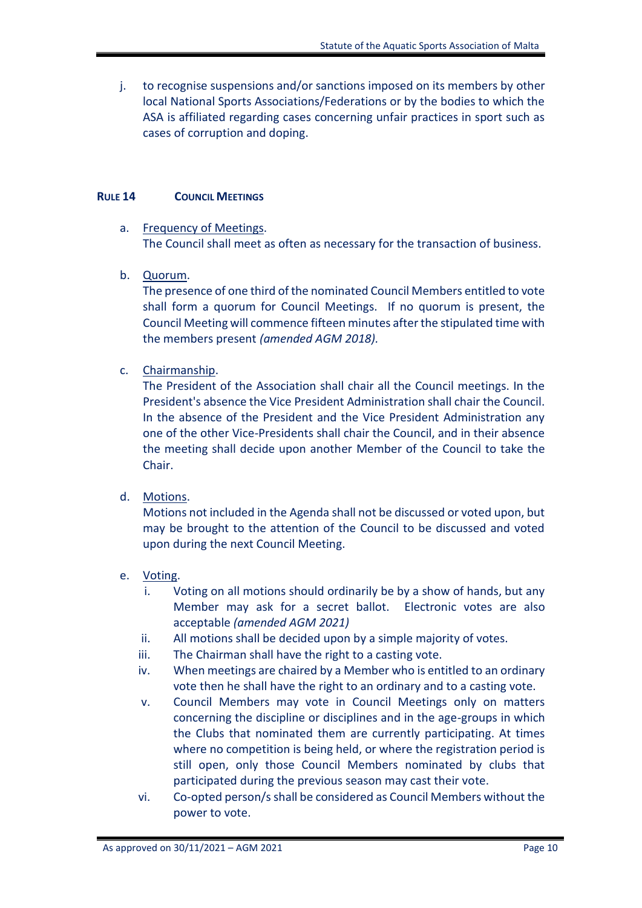j. to recognise suspensions and/or sanctions imposed on its members by other local National Sports Associations/Federations or by the bodies to which the ASA is affiliated regarding cases concerning unfair practices in sport such as cases of corruption and doping.

## RULE 14 COUNCIL MEETINGS

a. Frequency of Meetings.
The Council shall meet as often as necessary for the transaction of business.

b. Quorum.
The presence of one third of the nominated Council Members entitled to vote shall form a quorum for Council Meetings. If no quorum is present, the Council Meeting will commence fifteen minutes after the stipulated time with the members present *(amended AGM 2018).*

c. Chairmanship.
The President of the Association shall chair all the Council meetings. In the President's absence the Vice President Administration shall chair the Council. In the absence of the President and the Vice President Administration any one of the other Vice-Presidents shall chair the Council, and in their absence the meeting shall decide upon another Member of the Council to take the Chair.

d. Motions.
Motions not included in the Agenda shall not be discussed or voted upon, but may be brought to the attention of the Council to be discussed and voted upon during the next Council Meeting.

e. Voting.
   i. Voting on all motions should ordinarily be by a show of hands, but any Member may ask for a secret ballot. Electronic votes are also acceptable *(amended AGM 2021)*
   ii. All motions shall be decided upon by a simple majority of votes.
   iii. The Chairman shall have the right to a casting vote.
   iv. When meetings are chaired by a Member who is entitled to an ordinary vote then he shall have the right to an ordinary and to a casting vote.
   v. Council Members may vote in Council Meetings only on matters concerning the discipline or disciplines and in the age-groups in which the Clubs that nominated them are currently participating. At times where no competition is being held, or where the registration period is still open, only those Council Members nominated by clubs that participated during the previous season may cast their vote.
   vi. Co-opted person/s shall be considered as Council Members without the power to vote.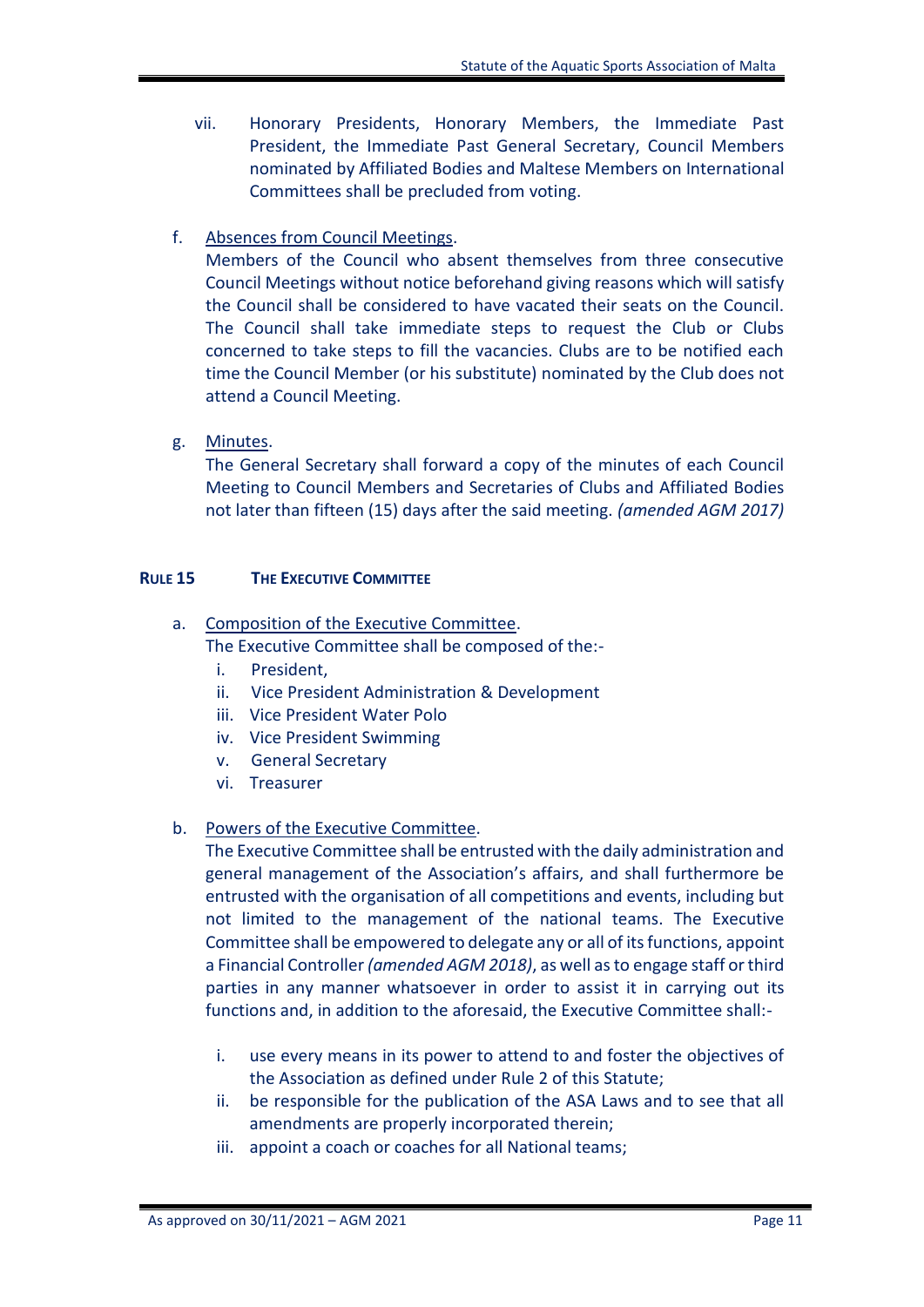vii. Honorary Presidents, Honorary Members, the Immediate Past President, the Immediate Past General Secretary, Council Members nominated by Affiliated Bodies and Maltese Members on International Committees shall be precluded from voting.

f. Absences from Council Meetings.
Members of the Council who absent themselves from three consecutive Council Meetings without notice beforehand giving reasons which will satisfy the Council shall be considered to have vacated their seats on the Council. The Council shall take immediate steps to request the Club or Clubs concerned to take steps to fill the vacancies. Clubs are to be notified each time the Council Member (or his substitute) nominated by the Club does not attend a Council Meeting.

g. Minutes.
The General Secretary shall forward a copy of the minutes of each Council Meeting to Council Members and Secretaries of Clubs and Affiliated Bodies not later than fifteen (15) days after the said meeting. *(amended AGM 2017)*

## RULE 15 THE EXECUTIVE COMMITTEE

a. Composition of the Executive Committee.
The Executive Committee shall be composed of the:-
   i. President,
   ii. Vice President Administration & Development
   iii. Vice President Water Polo
   iv. Vice President Swimming
   v. General Secretary
   vi. Treasurer

b. Powers of the Executive Committee.
The Executive Committee shall be entrusted with the daily administration and general management of the Association's affairs, and shall furthermore be entrusted with the organisation of all competitions and events, including but not limited to the management of the national teams. The Executive Committee shall be empowered to delegate any or all of its functions, appoint a Financial Controller *(amended AGM 2018)*, as well as to engage staff or third parties in any manner whatsoever in order to assist it in carrying out its functions and, in addition to the aforesaid, the Executive Committee shall:-

   i. use every means in its power to attend to and foster the objectives of the Association as defined under Rule 2 of this Statute;
   ii. be responsible for the publication of the ASA Laws and to see that all amendments are properly incorporated therein;
   iii. appoint a coach or coaches for all National teams;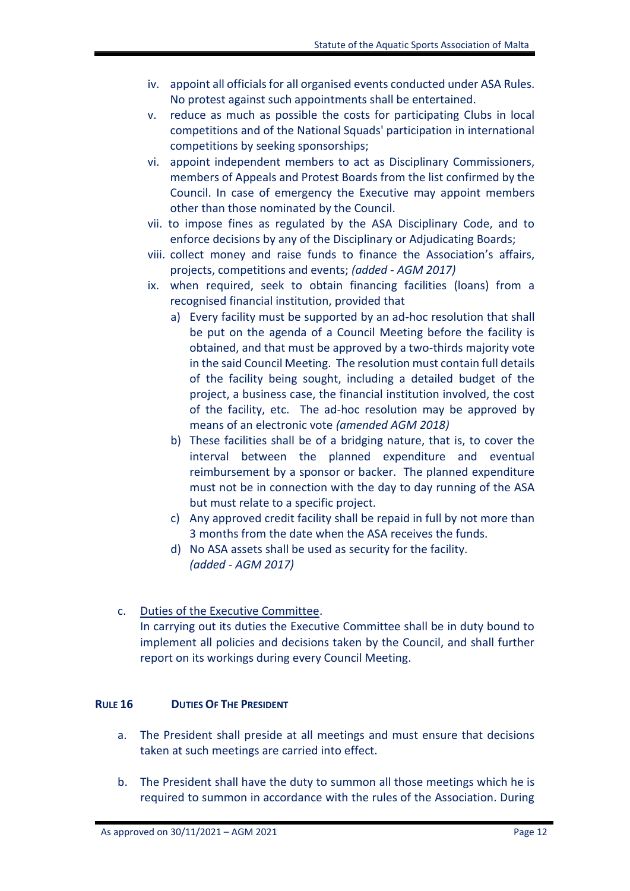iv. appoint all officials for all organised events conducted under ASA Rules. No protest against such appointments shall be entertained.
v. reduce as much as possible the costs for participating Clubs in local competitions and of the National Squads' participation in international competitions by seeking sponsorships;
vi. appoint independent members to act as Disciplinary Commissioners, members of Appeals and Protest Boards from the list confirmed by the Council. In case of emergency the Executive may appoint members other than those nominated by the Council.
vii. to impose fines as regulated by the ASA Disciplinary Code, and to enforce decisions by any of the Disciplinary or Adjudicating Boards;
viii. collect money and raise funds to finance the Association's affairs, projects, competitions and events; *(added - AGM 2017)*
ix. when required, seek to obtain financing facilities (loans) from a recognised financial institution, provided that
    a) Every facility must be supported by an ad-hoc resolution that shall be put on the agenda of a Council Meeting before the facility is obtained, and that must be approved by a two-thirds majority vote in the said Council Meeting. The resolution must contain full details of the facility being sought, including a detailed budget of the project, a business case, the financial institution involved, the cost of the facility, etc. The ad-hoc resolution may be approved by means of an electronic vote *(amended AGM 2018)*
    b) These facilities shall be of a bridging nature, that is, to cover the interval between the planned expenditure and eventual reimbursement by a sponsor or backer. The planned expenditure must not be in connection with the day to day running of the ASA but must relate to a specific project.
    c) Any approved credit facility shall be repaid in full by not more than 3 months from the date when the ASA receives the funds.
    d) No ASA assets shall be used as security for the facility. *(added - AGM 2017)*

c. Duties of the Executive Committee.
In carrying out its duties the Executive Committee shall be in duty bound to implement all policies and decisions taken by the Council, and shall further report on its workings during every Council Meeting.

#### RULE 16 DUTIES OF THE PRESIDENT

a. The President shall preside at all meetings and must ensure that decisions taken at such meetings are carried into effect.

b. The President shall have the duty to summon all those meetings which he is required to summon in accordance with the rules of the Association. During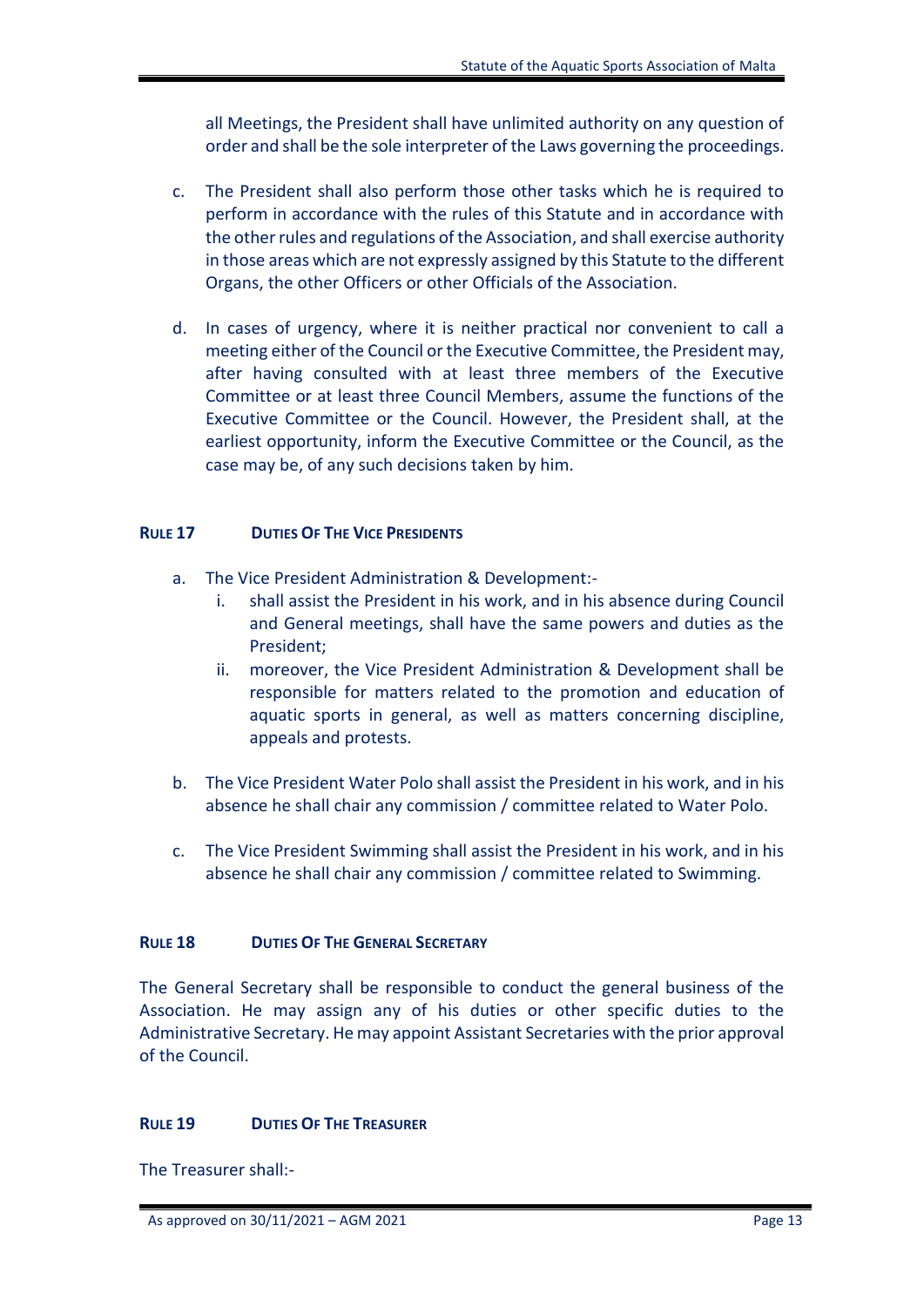all Meetings, the President shall have unlimited authority on any question of order and shall be the sole interpreter of the Laws governing the proceedings.

c. The President shall also perform those other tasks which he is required to perform in accordance with the rules of this Statute and in accordance with the other rules and regulations of the Association, and shall exercise authority in those areas which are not expressly assigned by this Statute to the different Organs, the other Officers or other Officials of the Association.

d. In cases of urgency, where it is neither practical nor convenient to call a meeting either of the Council or the Executive Committee, the President may, after having consulted with at least three members of the Executive Committee or at least three Council Members, assume the functions of the Executive Committee or the Council. However, the President shall, at the earliest opportunity, inform the Executive Committee or the Council, as the case may be, of any such decisions taken by him.

### RULE 17 DUTIES OF THE VICE PRESIDENTS

a. The Vice President Administration & Development:-
   i. shall assist the President in his work, and in his absence during Council and General meetings, shall have the same powers and duties as the President;
   ii. moreover, the Vice President Administration & Development shall be responsible for matters related to the promotion and education of aquatic sports in general, as well as matters concerning discipline, appeals and protests.

b. The Vice President Water Polo shall assist the President in his work, and in his absence he shall chair any commission / committee related to Water Polo.

c. The Vice President Swimming shall assist the President in his work, and in his absence he shall chair any commission / committee related to Swimming.

### RULE 18 DUTIES OF THE GENERAL SECRETARY

The General Secretary shall be responsible to conduct the general business of the Association. He may assign any of his duties or other specific duties to the Administrative Secretary. He may appoint Assistant Secretaries with the prior approval of the Council.

### RULE 19 DUTIES OF THE TREASURER

The Treasurer shall:-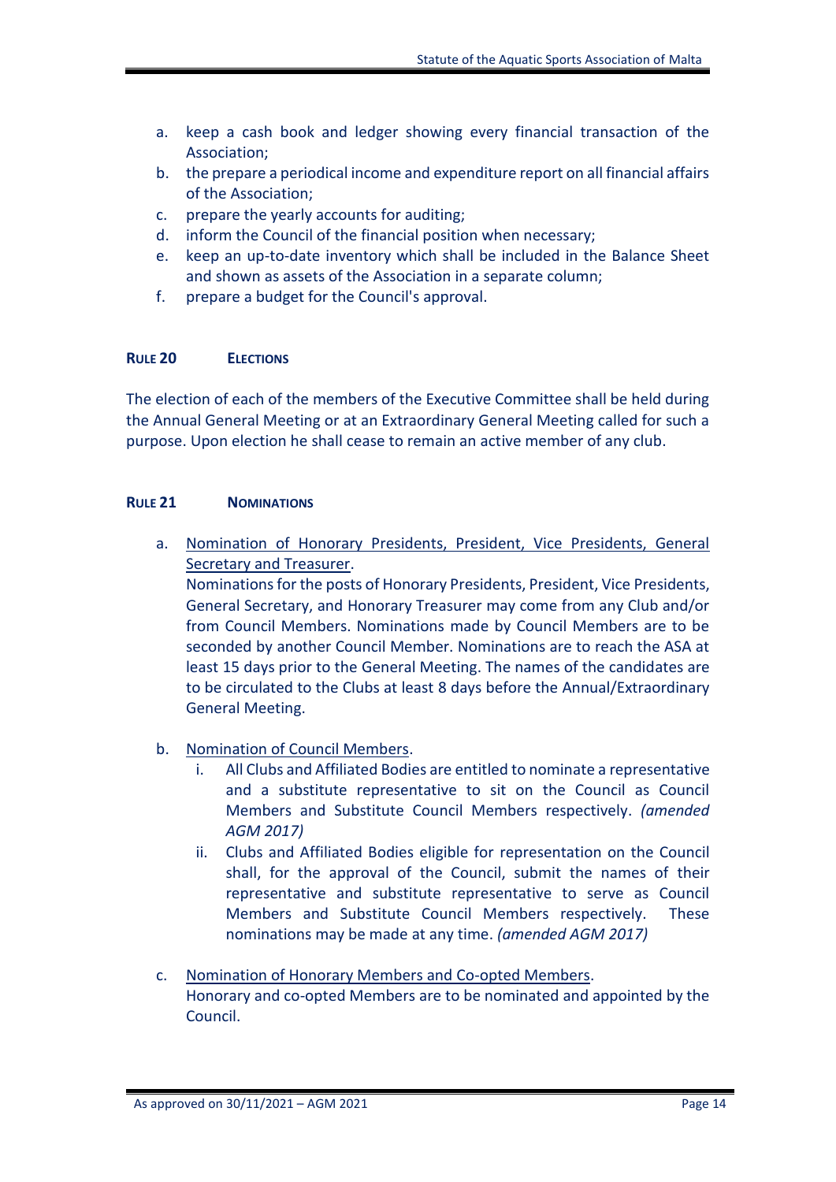a. keep a cash book and ledger showing every financial transaction of the Association;
b. the prepare a periodical income and expenditure report on all financial affairs of the Association;
c. prepare the yearly accounts for auditing;
d. inform the Council of the financial position when necessary;
e. keep an up-to-date inventory which shall be included in the Balance Sheet and shown as assets of the Association in a separate column;
f. prepare a budget for the Council's approval.

### RULE 20 ELECTIONS

The election of each of the members of the Executive Committee shall be held during the Annual General Meeting or at an Extraordinary General Meeting called for such a purpose. Upon election he shall cease to remain an active member of any club.

### RULE 21 NOMINATIONS

a. Nomination of Honorary Presidents, President, Vice Presidents, General Secretary and Treasurer.
   Nominations for the posts of Honorary Presidents, President, Vice Presidents, General Secretary, and Honorary Treasurer may come from any Club and/or from Council Members. Nominations made by Council Members are to be seconded by another Council Member. Nominations are to reach the ASA at least 15 days prior to the General Meeting. The names of the candidates are to be circulated to the Clubs at least 8 days before the Annual/Extraordinary General Meeting.

b. Nomination of Council Members.
   i. All Clubs and Affiliated Bodies are entitled to nominate a representative and a substitute representative to sit on the Council as Council Members and Substitute Council Members respectively. *(amended AGM 2017)*
   ii. Clubs and Affiliated Bodies eligible for representation on the Council shall, for the approval of the Council, submit the names of their representative and substitute representative to serve as Council Members and Substitute Council Members respectively. These nominations may be made at any time. *(amended AGM 2017)*

c. Nomination of Honorary Members and Co-opted Members.
   Honorary and co-opted Members are to be nominated and appointed by the Council.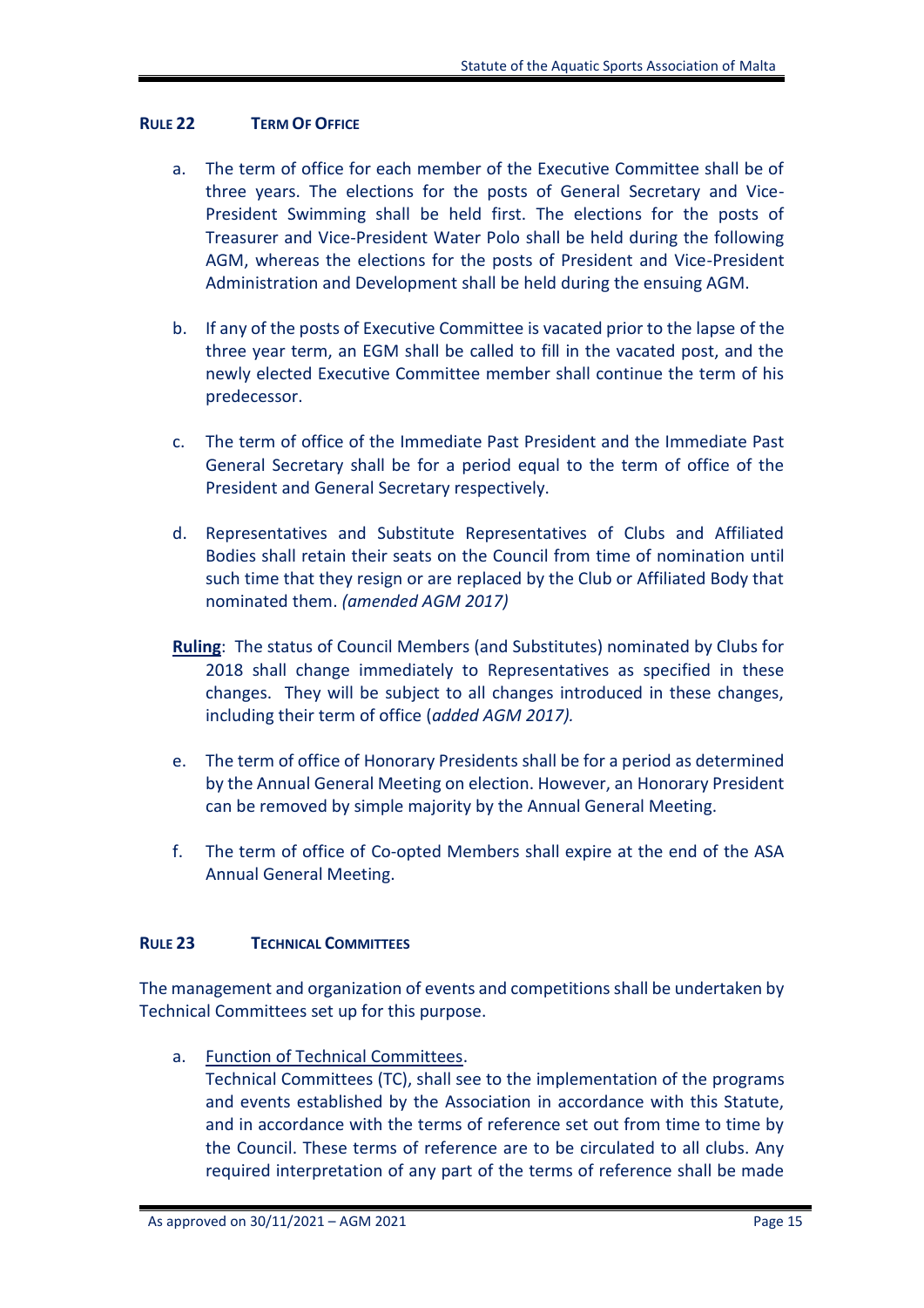### RULE 22 TERM OF OFFICE

a. The term of office for each member of the Executive Committee shall be of three years. The elections for the posts of General Secretary and Vice-President Swimming shall be held first. The elections for the posts of Treasurer and Vice-President Water Polo shall be held during the following AGM, whereas the elections for the posts of President and Vice-President Administration and Development shall be held during the ensuing AGM.

b. If any of the posts of Executive Committee is vacated prior to the lapse of the three year term, an EGM shall be called to fill in the vacated post, and the newly elected Executive Committee member shall continue the term of his predecessor.

c. The term of office of the Immediate Past President and the Immediate Past General Secretary shall be for a period equal to the term of office of the President and General Secretary respectively.

d. Representatives and Substitute Representatives of Clubs and Affiliated Bodies shall retain their seats on the Council from time of nomination until such time that they resign or are replaced by the Club or Affiliated Body that nominated them. *(amended AGM 2017)*

**Ruling**: The status of Council Members (and Substitutes) nominated by Clubs for 2018 shall change immediately to Representatives as specified in these changes. They will be subject to all changes introduced in these changes, including their term of office (*added AGM 2017).*

e. The term of office of Honorary Presidents shall be for a period as determined by the Annual General Meeting on election. However, an Honorary President can be removed by simple majority by the Annual General Meeting.

f. The term of office of Co-opted Members shall expire at the end of the ASA Annual General Meeting.

### RULE 23 TECHNICAL COMMITTEES

The management and organization of events and competitions shall be undertaken by Technical Committees set up for this purpose.

a. Function of Technical Committees.
Technical Committees (TC), shall see to the implementation of the programs and events established by the Association in accordance with this Statute, and in accordance with the terms of reference set out from time to time by the Council. These terms of reference are to be circulated to all clubs. Any required interpretation of any part of the terms of reference shall be made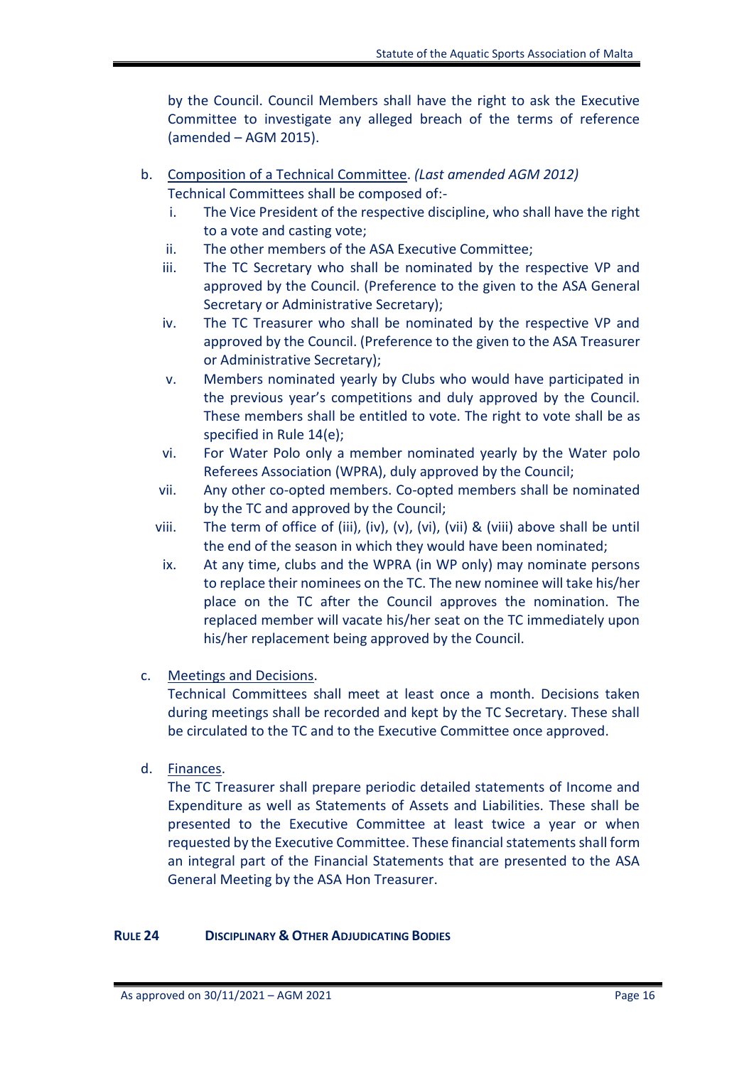by the Council. Council Members shall have the right to ask the Executive Committee to investigate any alleged breach of the terms of reference (amended – AGM 2015).

b. Composition of a Technical Committee. *(Last amended AGM 2012)*
   Technical Committees shall be composed of:-
   i. The Vice President of the respective discipline, who shall have the right to a vote and casting vote;
   ii. The other members of the ASA Executive Committee;
   iii. The TC Secretary who shall be nominated by the respective VP and approved by the Council. (Preference to the given to the ASA General Secretary or Administrative Secretary);
   iv. The TC Treasurer who shall be nominated by the respective VP and approved by the Council. (Preference to the given to the ASA Treasurer or Administrative Secretary);
   v. Members nominated yearly by Clubs who would have participated in the previous year's competitions and duly approved by the Council. These members shall be entitled to vote. The right to vote shall be as specified in Rule 14(e);
   vi. For Water Polo only a member nominated yearly by the Water polo Referees Association (WPRA), duly approved by the Council;
   vii. Any other co-opted members. Co-opted members shall be nominated by the TC and approved by the Council;
   viii. The term of office of (iii), (iv), (v), (vi), (vii) & (viii) above shall be until the end of the season in which they would have been nominated;
   ix. At any time, clubs and the WPRA (in WP only) may nominate persons to replace their nominees on the TC. The new nominee will take his/her place on the TC after the Council approves the nomination. The replaced member will vacate his/her seat on the TC immediately upon his/her replacement being approved by the Council.

c. Meetings and Decisions.
   Technical Committees shall meet at least once a month. Decisions taken during meetings shall be recorded and kept by the TC Secretary. These shall be circulated to the TC and to the Executive Committee once approved.

d. Finances.
   The TC Treasurer shall prepare periodic detailed statements of Income and Expenditure as well as Statements of Assets and Liabilities. These shall be presented to the Executive Committee at least twice a year or when requested by the Executive Committee. These financial statements shall form an integral part of the Financial Statements that are presented to the ASA General Meeting by the ASA Hon Treasurer.

## RULE 24 DISCIPLINARY & OTHER ADJUDICATING BODIES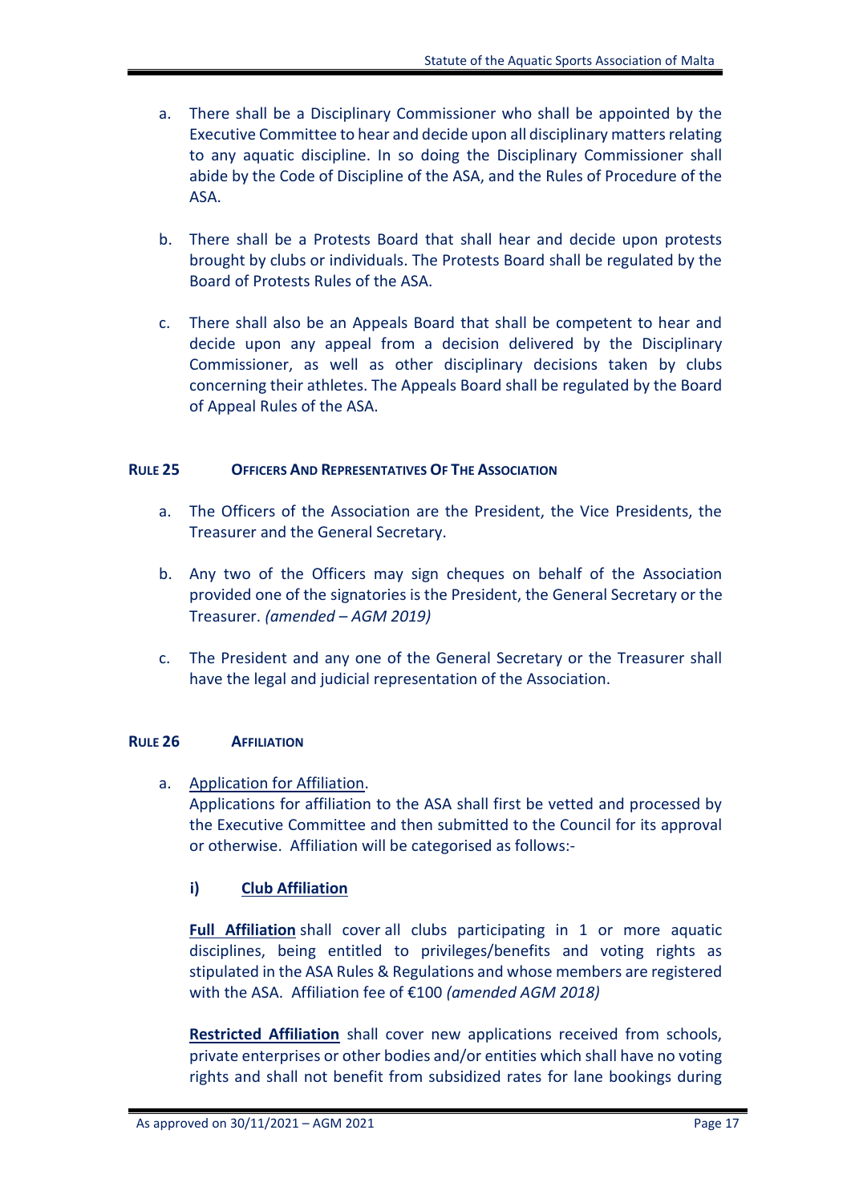a. There shall be a Disciplinary Commissioner who shall be appointed by the Executive Committee to hear and decide upon all disciplinary matters relating to any aquatic discipline. In so doing the Disciplinary Commissioner shall abide by the Code of Discipline of the ASA, and the Rules of Procedure of the ASA.

b. There shall be a Protests Board that shall hear and decide upon protests brought by clubs or individuals. The Protests Board shall be regulated by the Board of Protests Rules of the ASA.

c. There shall also be an Appeals Board that shall be competent to hear and decide upon any appeal from a decision delivered by the Disciplinary Commissioner, as well as other disciplinary decisions taken by clubs concerning their athletes. The Appeals Board shall be regulated by the Board of Appeal Rules of the ASA.

### RULE 25 OFFICERS AND REPRESENTATIVES OF THE ASSOCIATION

a. The Officers of the Association are the President, the Vice Presidents, the Treasurer and the General Secretary.

b. Any two of the Officers may sign cheques on behalf of the Association provided one of the signatories is the President, the General Secretary or the Treasurer. *(amended – AGM 2019)*

c. The President and any one of the General Secretary or the Treasurer shall have the legal and judicial representation of the Association.

### RULE 26 AFFILIATION

a. Application for Affiliation.
Applications for affiliation to the ASA shall first be vetted and processed by the Executive Committee and then submitted to the Council for its approval or otherwise. Affiliation will be categorised as follows:-

**i) Club Affiliation**

**Full Affiliation** shall cover all clubs participating in 1 or more aquatic disciplines, being entitled to privileges/benefits and voting rights as stipulated in the ASA Rules & Regulations and whose members are registered with the ASA. Affiliation fee of €100 *(amended AGM 2018)*

**Restricted Affiliation** shall cover new applications received from schools, private enterprises or other bodies and/or entities which shall have no voting rights and shall not benefit from subsidized rates for lane bookings during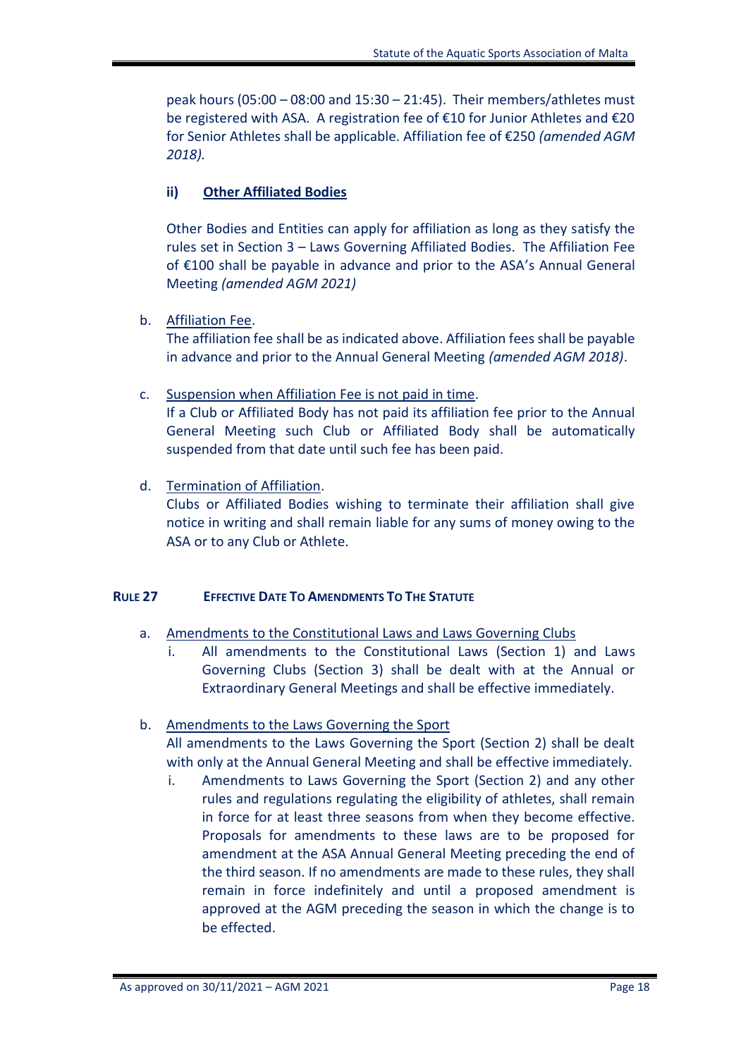peak hours (05:00 – 08:00 and 15:30 – 21:45). Their members/athletes must be registered with ASA. A registration fee of €10 for Junior Athletes and €20 for Senior Athletes shall be applicable. Affiliation fee of €250 *(amended AGM 2018).*

**ii) Other Affiliated Bodies**

Other Bodies and Entities can apply for affiliation as long as they satisfy the rules set in Section 3 – Laws Governing Affiliated Bodies. The Affiliation Fee of €100 shall be payable in advance and prior to the ASA's Annual General Meeting *(amended AGM 2021)*

b. Affiliation Fee.
The affiliation fee shall be as indicated above. Affiliation fees shall be payable in advance and prior to the Annual General Meeting *(amended AGM 2018)*.

c. Suspension when Affiliation Fee is not paid in time.
If a Club or Affiliated Body has not paid its affiliation fee prior to the Annual General Meeting such Club or Affiliated Body shall be automatically suspended from that date until such fee has been paid.

d. Termination of Affiliation.
Clubs or Affiliated Bodies wishing to terminate their affiliation shall give notice in writing and shall remain liable for any sums of money owing to the ASA or to any Club or Athlete.

## RULE 27 EFFECTIVE DATE TO AMENDMENTS TO THE STATUTE

a. Amendments to the Constitutional Laws and Laws Governing Clubs
   i. All amendments to the Constitutional Laws (Section 1) and Laws Governing Clubs (Section 3) shall be dealt with at the Annual or Extraordinary General Meetings and shall be effective immediately.

b. Amendments to the Laws Governing the Sport
All amendments to the Laws Governing the Sport (Section 2) shall be dealt with only at the Annual General Meeting and shall be effective immediately.
   i. Amendments to Laws Governing the Sport (Section 2) and any other rules and regulations regulating the eligibility of athletes, shall remain in force for at least three seasons from when they become effective. Proposals for amendments to these laws are to be proposed for amendment at the ASA Annual General Meeting preceding the end of the third season. If no amendments are made to these rules, they shall remain in force indefinitely and until a proposed amendment is approved at the AGM preceding the season in which the change is to be effected.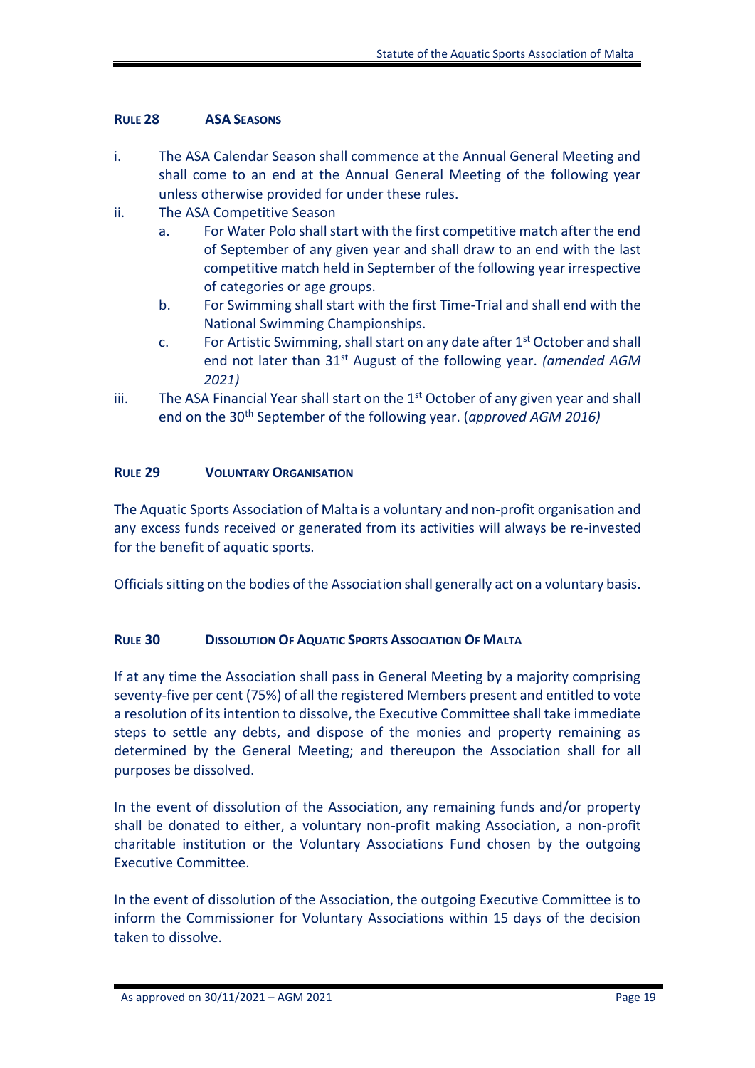## RULE 28 ASA SEASONS

i. The ASA Calendar Season shall commence at the Annual General Meeting and shall come to an end at the Annual General Meeting of the following year unless otherwise provided for under these rules.

ii. The ASA Competitive Season

   a. For Water Polo shall start with the first competitive match after the end of September of any given year and shall draw to an end with the last competitive match held in September of the following year irrespective of categories or age groups.

   b. For Swimming shall start with the first Time-Trial and shall end with the National Swimming Championships.

   c. For Artistic Swimming, shall start on any date after 1st October and shall end not later than 31st August of the following year. *(amended AGM 2021)*

iii. The ASA Financial Year shall start on the 1st October of any given year and shall end on the 30th September of the following year. (*approved AGM 2016)*

## RULE 29 VOLUNTARY ORGANISATION

The Aquatic Sports Association of Malta is a voluntary and non-profit organisation and any excess funds received or generated from its activities will always be re-invested for the benefit of aquatic sports.

Officials sitting on the bodies of the Association shall generally act on a voluntary basis.

## RULE 30 DISSOLUTION OF AQUATIC SPORTS ASSOCIATION OF MALTA

If at any time the Association shall pass in General Meeting by a majority comprising seventy-five per cent (75%) of all the registered Members present and entitled to vote a resolution of its intention to dissolve, the Executive Committee shall take immediate steps to settle any debts, and dispose of the monies and property remaining as determined by the General Meeting; and thereupon the Association shall for all purposes be dissolved.

In the event of dissolution of the Association, any remaining funds and/or property shall be donated to either, a voluntary non-profit making Association, a non-profit charitable institution or the Voluntary Associations Fund chosen by the outgoing Executive Committee.

In the event of dissolution of the Association, the outgoing Executive Committee is to inform the Commissioner for Voluntary Associations within 15 days of the decision taken to dissolve.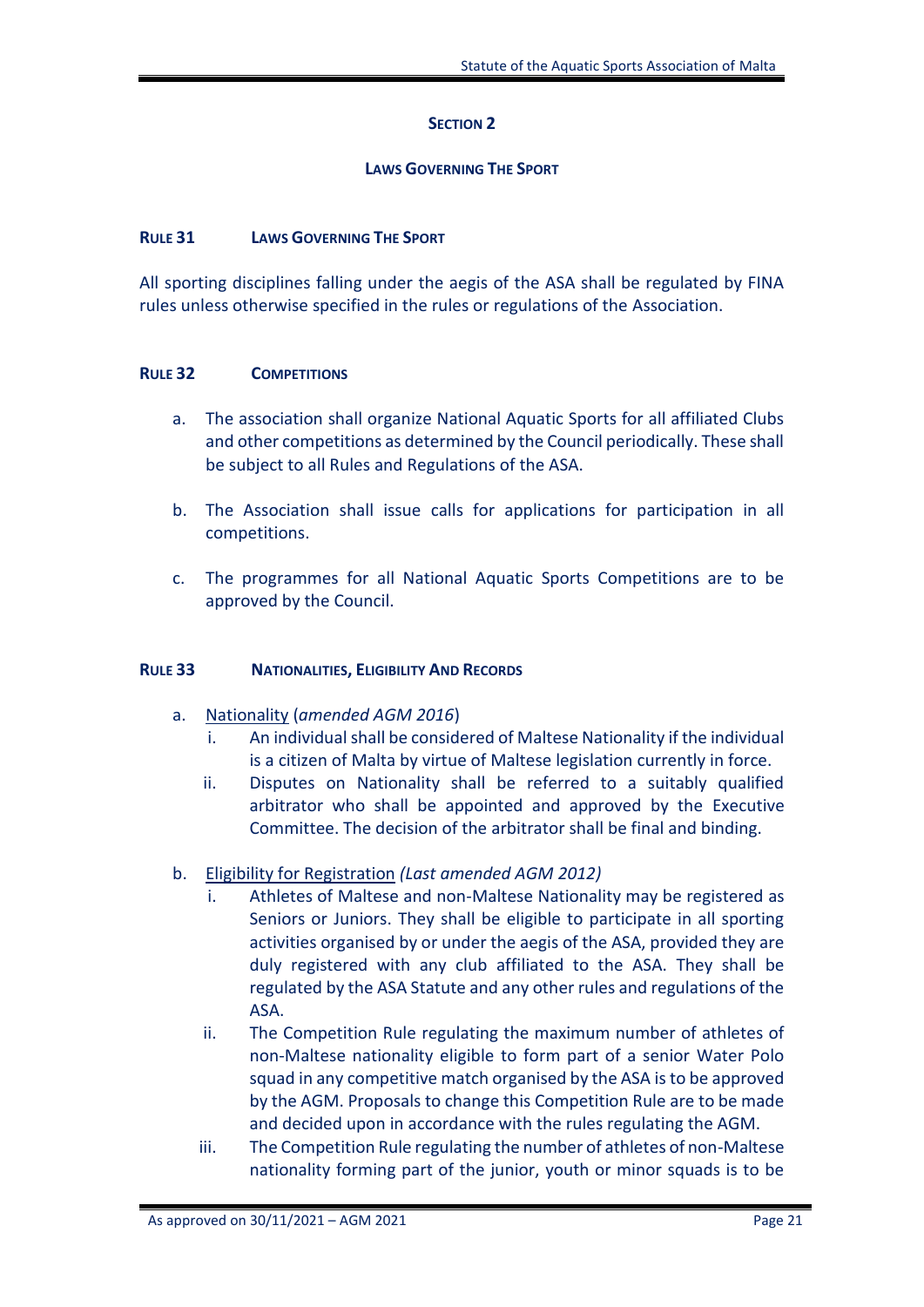## SECTION 2

### LAWS GOVERNING THE SPORT

#### RULE 31 LAWS GOVERNING THE SPORT

All sporting disciplines falling under the aegis of the ASA shall be regulated by FINA rules unless otherwise specified in the rules or regulations of the Association.

#### RULE 32 COMPETITIONS

a. The association shall organize National Aquatic Sports for all affiliated Clubs and other competitions as determined by the Council periodically. These shall be subject to all Rules and Regulations of the ASA.

b. The Association shall issue calls for applications for participation in all competitions.

c. The programmes for all National Aquatic Sports Competitions are to be approved by the Council.

#### RULE 33 NATIONALITIES, ELIGIBILITY AND RECORDS

a. <u>Nationality</u> (*amended AGM 2016*)
   i. An individual shall be considered of Maltese Nationality if the individual is a citizen of Malta by virtue of Maltese legislation currently in force.
   ii. Disputes on Nationality shall be referred to a suitably qualified arbitrator who shall be appointed and approved by the Executive Committee. The decision of the arbitrator shall be final and binding.

b. <u>Eligibility for Registration</u> *(Last amended AGM 2012)*
   i. Athletes of Maltese and non-Maltese Nationality may be registered as Seniors or Juniors. They shall be eligible to participate in all sporting activities organised by or under the aegis of the ASA, provided they are duly registered with any club affiliated to the ASA. They shall be regulated by the ASA Statute and any other rules and regulations of the ASA.
   ii. The Competition Rule regulating the maximum number of athletes of non-Maltese nationality eligible to form part of a senior Water Polo squad in any competitive match organised by the ASA is to be approved by the AGM. Proposals to change this Competition Rule are to be made and decided upon in accordance with the rules regulating the AGM.
   iii. The Competition Rule regulating the number of athletes of non-Maltese nationality forming part of the junior, youth or minor squads is to be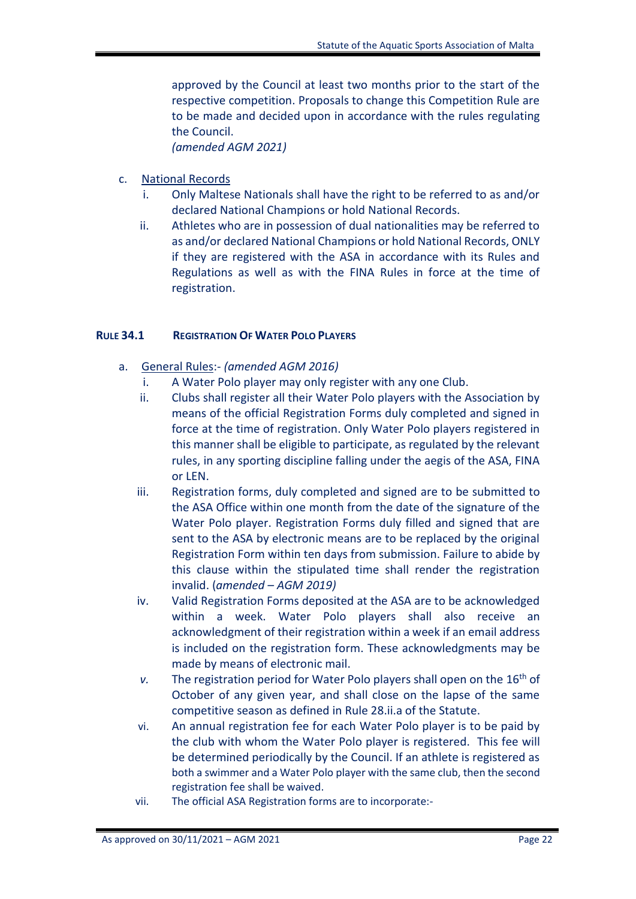approved by the Council at least two months prior to the start of the respective competition. Proposals to change this Competition Rule are to be made and decided upon in accordance with the rules regulating the Council.
*(amended AGM 2021)*

c. National Records
   i. Only Maltese Nationals shall have the right to be referred to as and/or declared National Champions or hold National Records.
   ii. Athletes who are in possession of dual nationalities may be referred to as and/or declared National Champions or hold National Records, ONLY if they are registered with the ASA in accordance with its Rules and Regulations as well as with the FINA Rules in force at the time of registration.

### RULE 34.1 REGISTRATION OF WATER POLO PLAYERS

a. General Rules:- *(amended AGM 2016)*
   i. A Water Polo player may only register with any one Club.
   ii. Clubs shall register all their Water Polo players with the Association by means of the official Registration Forms duly completed and signed in force at the time of registration. Only Water Polo players registered in this manner shall be eligible to participate, as regulated by the relevant rules, in any sporting discipline falling under the aegis of the ASA, FINA or LEN.
   iii. Registration forms, duly completed and signed are to be submitted to the ASA Office within one month from the date of the signature of the Water Polo player. Registration Forms duly filled and signed that are sent to the ASA by electronic means are to be replaced by the original Registration Form within ten days from submission. Failure to abide by this clause within the stipulated time shall render the registration invalid. (*amended – AGM 2019)*
   iv. Valid Registration Forms deposited at the ASA are to be acknowledged within a week. Water Polo players shall also receive an acknowledgment of their registration within a week if an email address is included on the registration form. These acknowledgments may be made by means of electronic mail.
   v. The registration period for Water Polo players shall open on the 16th of October of any given year, and shall close on the lapse of the same competitive season as defined in Rule 28.ii.a of the Statute.
   vi. An annual registration fee for each Water Polo player is to be paid by the club with whom the Water Polo player is registered. This fee will be determined periodically by the Council. If an athlete is registered as both a swimmer and a Water Polo player with the same club, then the second registration fee shall be waived.
   vii. The official ASA Registration forms are to incorporate:-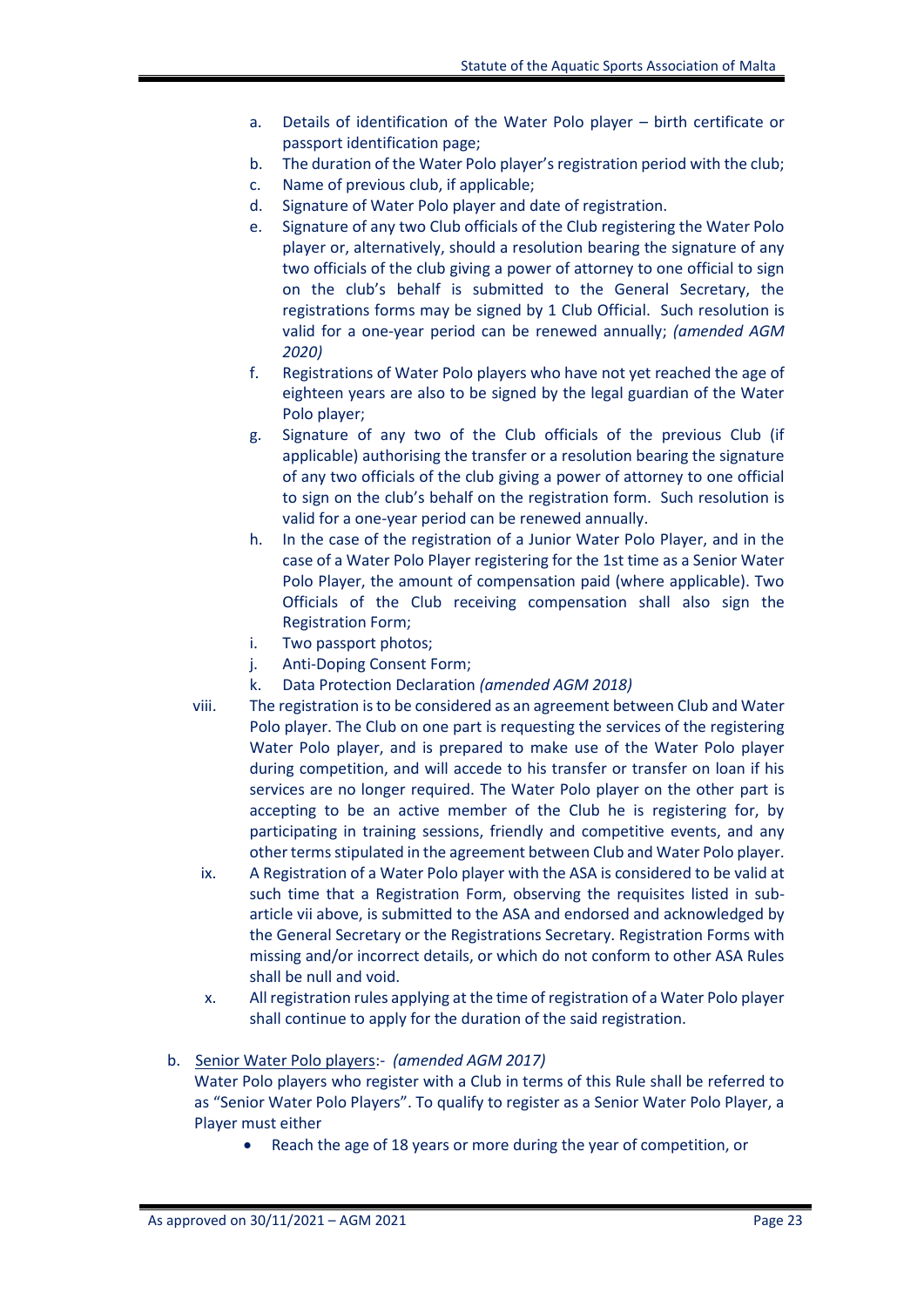a. Details of identification of the Water Polo player – birth certificate or passport identification page;
b. The duration of the Water Polo player's registration period with the club;
c. Name of previous club, if applicable;
d. Signature of Water Polo player and date of registration.
e. Signature of any two Club officials of the Club registering the Water Polo player or, alternatively, should a resolution bearing the signature of any two officials of the club giving a power of attorney to one official to sign on the club's behalf is submitted to the General Secretary, the registrations forms may be signed by 1 Club Official. Such resolution is valid for a one-year period can be renewed annually; *(amended AGM 2020)*
f. Registrations of Water Polo players who have not yet reached the age of eighteen years are also to be signed by the legal guardian of the Water Polo player;
g. Signature of any two of the Club officials of the previous Club (if applicable) authorising the transfer or a resolution bearing the signature of any two officials of the club giving a power of attorney to one official to sign on the club's behalf on the registration form. Such resolution is valid for a one-year period can be renewed annually.
h. In the case of the registration of a Junior Water Polo Player, and in the case of a Water Polo Player registering for the 1st time as a Senior Water Polo Player, the amount of compensation paid (where applicable). Two Officials of the Club receiving compensation shall also sign the Registration Form;
i. Two passport photos;
j. Anti-Doping Consent Form;
k. Data Protection Declaration *(amended AGM 2018)*

viii. The registration is to be considered as an agreement between Club and Water Polo player. The Club on one part is requesting the services of the registering Water Polo player, and is prepared to make use of the Water Polo player during competition, and will accede to his transfer or transfer on loan if his services are no longer required. The Water Polo player on the other part is accepting to be an active member of the Club he is registering for, by participating in training sessions, friendly and competitive events, and any other terms stipulated in the agreement between Club and Water Polo player.

ix. A Registration of a Water Polo player with the ASA is considered to be valid at such time that a Registration Form, observing the requisites listed in sub-article vii above, is submitted to the ASA and endorsed and acknowledged by the General Secretary or the Registrations Secretary. Registration Forms with missing and/or incorrect details, or which do not conform to other ASA Rules shall be null and void.

x. All registration rules applying at the time of registration of a Water Polo player shall continue to apply for the duration of the said registration.

b. Senior Water Polo players:- *(amended AGM 2017)*
Water Polo players who register with a Club in terms of this Rule shall be referred to as "Senior Water Polo Players". To qualify to register as a Senior Water Polo Player, a Player must either

- Reach the age of 18 years or more during the year of competition, or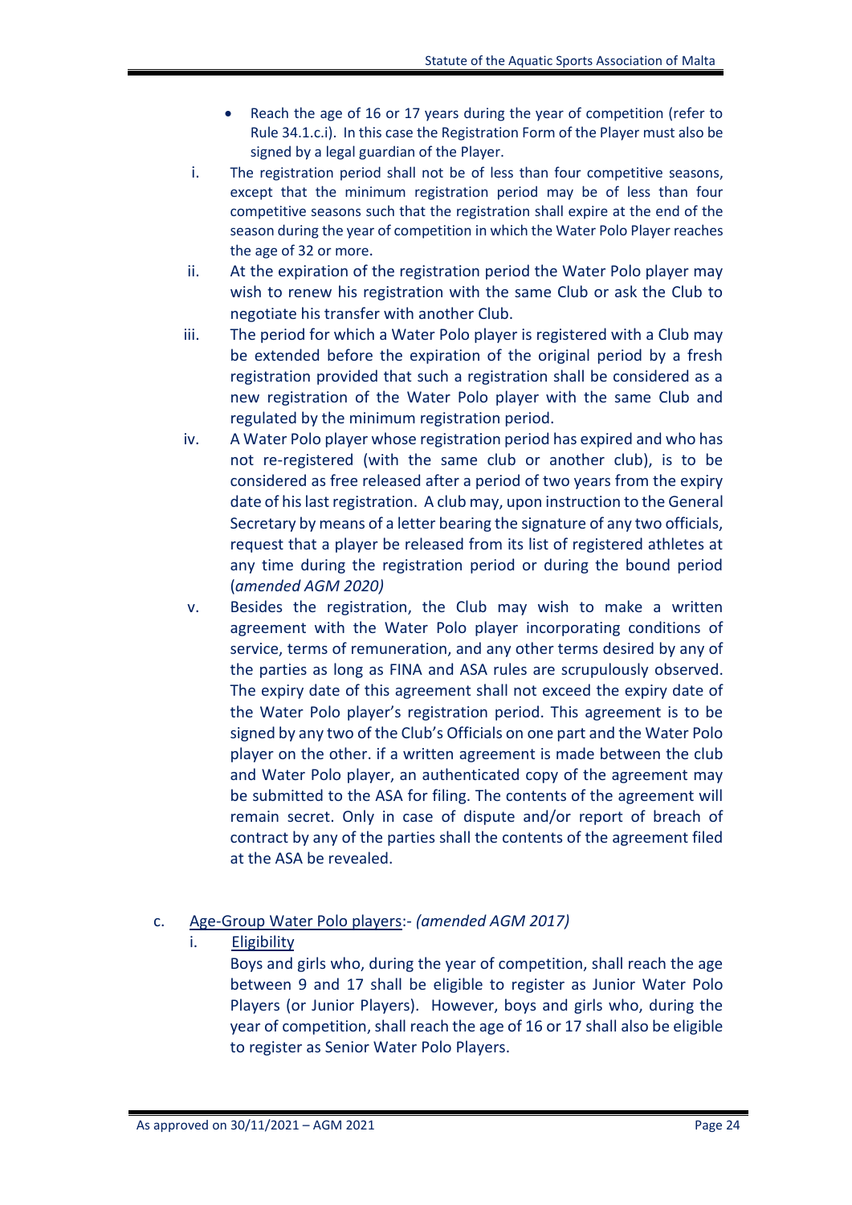- Reach the age of 16 or 17 years during the year of competition (refer to Rule 34.1.c.i). In this case the Registration Form of the Player must also be signed by a legal guardian of the Player.

i. The registration period shall not be of less than four competitive seasons, except that the minimum registration period may be of less than four competitive seasons such that the registration shall expire at the end of the season during the year of competition in which the Water Polo Player reaches the age of 32 or more.

ii. At the expiration of the registration period the Water Polo player may wish to renew his registration with the same Club or ask the Club to negotiate his transfer with another Club.

iii. The period for which a Water Polo player is registered with a Club may be extended before the expiration of the original period by a fresh registration provided that such a registration shall be considered as a new registration of the Water Polo player with the same Club and regulated by the minimum registration period.

iv. A Water Polo player whose registration period has expired and who has not re-registered (with the same club or another club), is to be considered as free released after a period of two years from the expiry date of his last registration. A club may, upon instruction to the General Secretary by means of a letter bearing the signature of any two officials, request that a player be released from its list of registered athletes at any time during the registration period or during the bound period (*amended AGM 2020)*

v. Besides the registration, the Club may wish to make a written agreement with the Water Polo player incorporating conditions of service, terms of remuneration, and any other terms desired by any of the parties as long as FINA and ASA rules are scrupulously observed. The expiry date of this agreement shall not exceed the expiry date of the Water Polo player's registration period. This agreement is to be signed by any two of the Club's Officials on one part and the Water Polo player on the other. if a written agreement is made between the club and Water Polo player, an authenticated copy of the agreement may be submitted to the ASA for filing. The contents of the agreement will remain secret. Only in case of dispute and/or report of breach of contract by any of the parties shall the contents of the agreement filed at the ASA be revealed.

c. <u>Age-Group Water Polo players</u>:- *(amended AGM 2017)*

i. <u>Eligibility</u>

Boys and girls who, during the year of competition, shall reach the age between 9 and 17 shall be eligible to register as Junior Water Polo Players (or Junior Players). However, boys and girls who, during the year of competition, shall reach the age of 16 or 17 shall also be eligible to register as Senior Water Polo Players.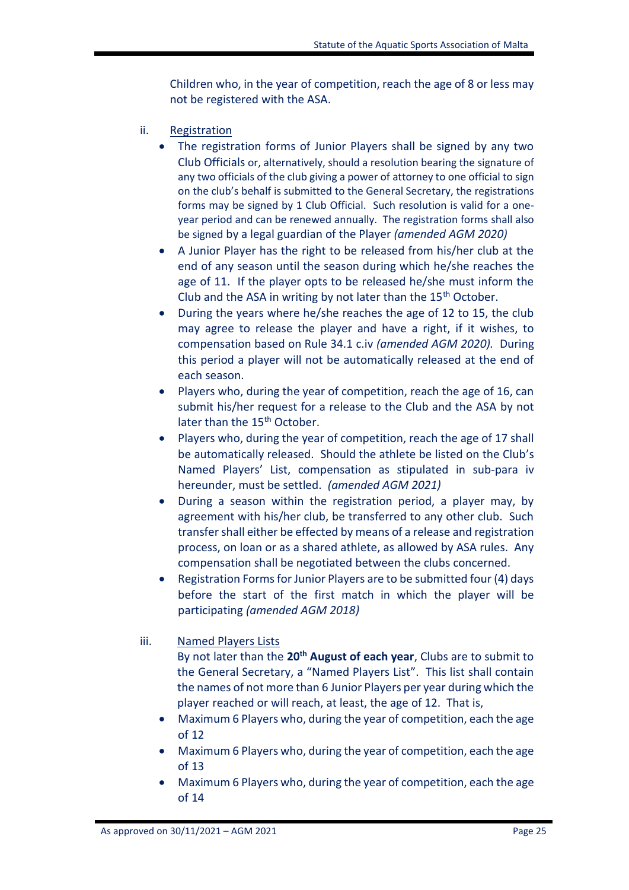Children who, in the year of competition, reach the age of 8 or less may not be registered with the ASA.

ii. Registration

- The registration forms of Junior Players shall be signed by any two Club Officials or, alternatively, should a resolution bearing the signature of any two officials of the club giving a power of attorney to one official to sign on the club's behalf is submitted to the General Secretary, the registrations forms may be signed by 1 Club Official. Such resolution is valid for a one-year period and can be renewed annually. The registration forms shall also be signed by a legal guardian of the Player *(amended AGM 2020)*
- A Junior Player has the right to be released from his/her club at the end of any season until the season during which he/she reaches the age of 11. If the player opts to be released he/she must inform the Club and the ASA in writing by not later than the 15th October.
- During the years where he/she reaches the age of 12 to 15, the club may agree to release the player and have a right, if it wishes, to compensation based on Rule 34.1 c.iv *(amended AGM 2020).* During this period a player will not be automatically released at the end of each season.
- Players who, during the year of competition, reach the age of 16, can submit his/her request for a release to the Club and the ASA by not later than the 15th October.
- Players who, during the year of competition, reach the age of 17 shall be automatically released. Should the athlete be listed on the Club's Named Players' List, compensation as stipulated in sub-para iv hereunder, must be settled. *(amended AGM 2021)*
- During a season within the registration period, a player may, by agreement with his/her club, be transferred to any other club. Such transfer shall either be effected by means of a release and registration process, on loan or as a shared athlete, as allowed by ASA rules. Any compensation shall be negotiated between the clubs concerned.
- Registration Forms for Junior Players are to be submitted four (4) days before the start of the first match in which the player will be participating *(amended AGM 2018)*

iii. Named Players Lists

By not later than the **20th August of each year**, Clubs are to submit to the General Secretary, a "Named Players List". This list shall contain the names of not more than 6 Junior Players per year during which the player reached or will reach, at least, the age of 12. That is,

- Maximum 6 Players who, during the year of competition, each the age of 12
- Maximum 6 Players who, during the year of competition, each the age of 13
- Maximum 6 Players who, during the year of competition, each the age of 14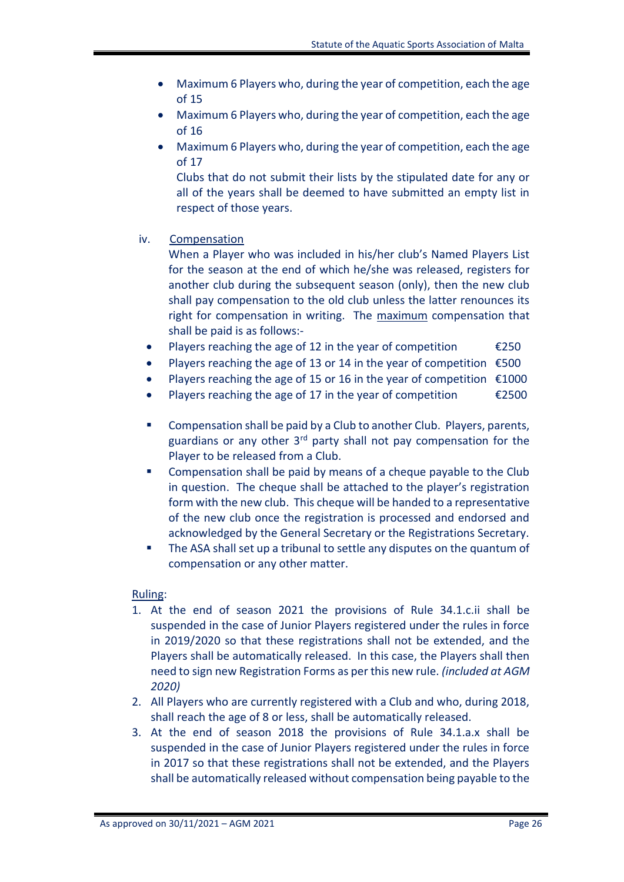- Maximum 6 Players who, during the year of competition, each the age of 15
- Maximum 6 Players who, during the year of competition, each the age of 16
- Maximum 6 Players who, during the year of competition, each the age of 17

  Clubs that do not submit their lists by the stipulated date for any or all of the years shall be deemed to have submitted an empty list in respect of those years.

iv. Compensation

When a Player who was included in his/her club's Named Players List for the season at the end of which he/she was released, registers for another club during the subsequent season (only), then the new club shall pay compensation to the old club unless the latter renounces its right for compensation in writing. The maximum compensation that shall be paid is as follows:-

- Players reaching the age of 12 in the year of competition €250
- Players reaching the age of 13 or 14 in the year of competition €500
- Players reaching the age of 15 or 16 in the year of competition €1000
- Players reaching the age of 17 in the year of competition €2500

- Compensation shall be paid by a Club to another Club. Players, parents, guardians or any other 3rd party shall not pay compensation for the Player to be released from a Club.
- Compensation shall be paid by means of a cheque payable to the Club in question. The cheque shall be attached to the player's registration form with the new club. This cheque will be handed to a representative of the new club once the registration is processed and endorsed and acknowledged by the General Secretary or the Registrations Secretary.
- The ASA shall set up a tribunal to settle any disputes on the quantum of compensation or any other matter.

Ruling:

1. At the end of season 2021 the provisions of Rule 34.1.c.ii shall be suspended in the case of Junior Players registered under the rules in force in 2019/2020 so that these registrations shall not be extended, and the Players shall be automatically released. In this case, the Players shall then need to sign new Registration Forms as per this new rule. *(included at AGM 2020)*
2. All Players who are currently registered with a Club and who, during 2018, shall reach the age of 8 or less, shall be automatically released.
3. At the end of season 2018 the provisions of Rule 34.1.a.x shall be suspended in the case of Junior Players registered under the rules in force in 2017 so that these registrations shall not be extended, and the Players shall be automatically released without compensation being payable to the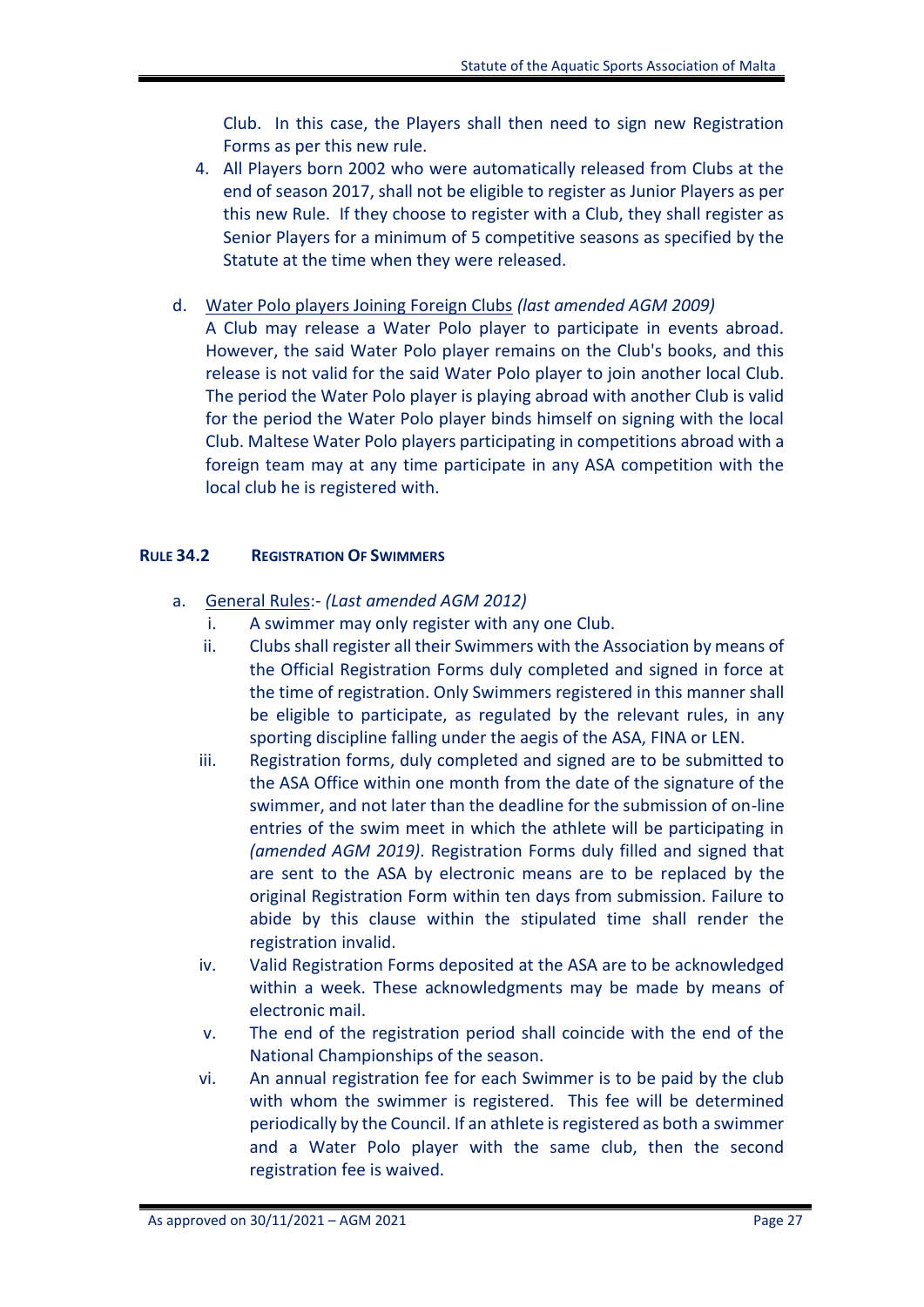Club. In this case, the Players shall then need to sign new Registration Forms as per this new rule.

4. All Players born 2002 who were automatically released from Clubs at the end of season 2017, shall not be eligible to register as Junior Players as per this new Rule. If they choose to register with a Club, they shall register as Senior Players for a minimum of 5 competitive seasons as specified by the Statute at the time when they were released.

d. Water Polo players Joining Foreign Clubs *(last amended AGM 2009)*
A Club may release a Water Polo player to participate in events abroad. However, the said Water Polo player remains on the Club's books, and this release is not valid for the said Water Polo player to join another local Club. The period the Water Polo player is playing abroad with another Club is valid for the period the Water Polo player binds himself on signing with the local Club. Maltese Water Polo players participating in competitions abroad with a foreign team may at any time participate in any ASA competition with the local club he is registered with.

### RULE 34.2 REGISTRATION OF SWIMMERS

a. General Rules:- *(Last amended AGM 2012)*
   i. A swimmer may only register with any one Club.
   ii. Clubs shall register all their Swimmers with the Association by means of the Official Registration Forms duly completed and signed in force at the time of registration. Only Swimmers registered in this manner shall be eligible to participate, as regulated by the relevant rules, in any sporting discipline falling under the aegis of the ASA, FINA or LEN.
   iii. Registration forms, duly completed and signed are to be submitted to the ASA Office within one month from the date of the signature of the swimmer, and not later than the deadline for the submission of on-line entries of the swim meet in which the athlete will be participating in *(amended AGM 2019)*. Registration Forms duly filled and signed that are sent to the ASA by electronic means are to be replaced by the original Registration Form within ten days from submission. Failure to abide by this clause within the stipulated time shall render the registration invalid.
   iv. Valid Registration Forms deposited at the ASA are to be acknowledged within a week. These acknowledgments may be made by means of electronic mail.
   v. The end of the registration period shall coincide with the end of the National Championships of the season.
   vi. An annual registration fee for each Swimmer is to be paid by the club with whom the swimmer is registered. This fee will be determined periodically by the Council. If an athlete is registered as both a swimmer and a Water Polo player with the same club, then the second registration fee is waived.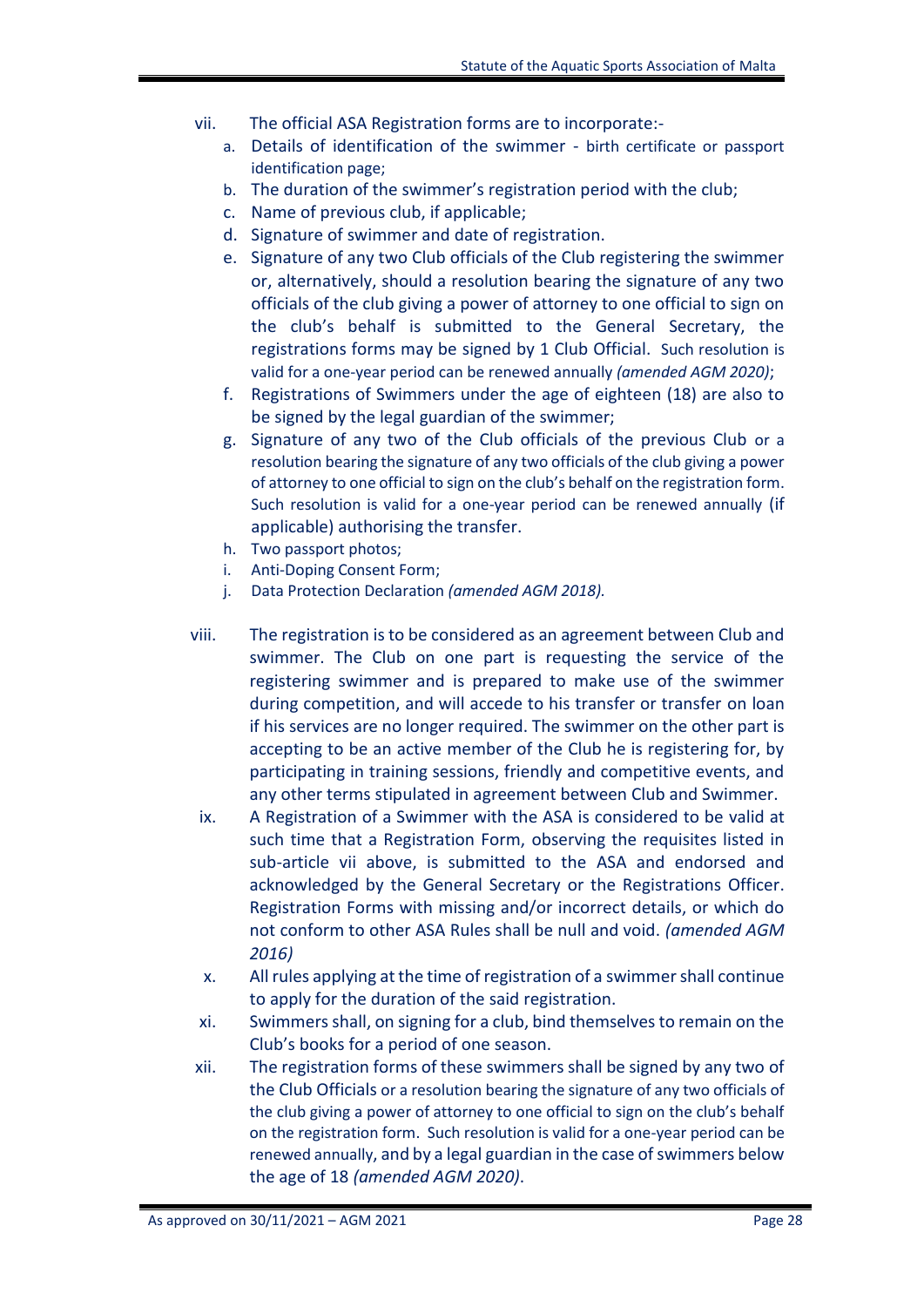vii. The official ASA Registration forms are to incorporate:-

a. Details of identification of the swimmer - birth certificate or passport identification page;
b. The duration of the swimmer's registration period with the club;
c. Name of previous club, if applicable;
d. Signature of swimmer and date of registration.
e. Signature of any two Club officials of the Club registering the swimmer or, alternatively, should a resolution bearing the signature of any two officials of the club giving a power of attorney to one official to sign on the club's behalf is submitted to the General Secretary, the registrations forms may be signed by 1 Club Official. Such resolution is valid for a one-year period can be renewed annually *(amended AGM 2020)*;
f. Registrations of Swimmers under the age of eighteen (18) are also to be signed by the legal guardian of the swimmer;
g. Signature of any two of the Club officials of the previous Club or a resolution bearing the signature of any two officials of the club giving a power of attorney to one official to sign on the club's behalf on the registration form. Such resolution is valid for a one-year period can be renewed annually (if applicable) authorising the transfer.
h. Two passport photos;
i. Anti-Doping Consent Form;
j. Data Protection Declaration *(amended AGM 2018).*

viii. The registration is to be considered as an agreement between Club and swimmer. The Club on one part is requesting the service of the registering swimmer and is prepared to make use of the swimmer during competition, and will accede to his transfer or transfer on loan if his services are no longer required. The swimmer on the other part is accepting to be an active member of the Club he is registering for, by participating in training sessions, friendly and competitive events, and any other terms stipulated in agreement between Club and Swimmer.

ix. A Registration of a Swimmer with the ASA is considered to be valid at such time that a Registration Form, observing the requisites listed in sub-article vii above, is submitted to the ASA and endorsed and acknowledged by the General Secretary or the Registrations Officer. Registration Forms with missing and/or incorrect details, or which do not conform to other ASA Rules shall be null and void. *(amended AGM 2016)*

x. All rules applying at the time of registration of a swimmer shall continue to apply for the duration of the said registration.

xi. Swimmers shall, on signing for a club, bind themselves to remain on the Club's books for a period of one season.

xii. The registration forms of these swimmers shall be signed by any two of the Club Officials or a resolution bearing the signature of any two officials of the club giving a power of attorney to one official to sign on the club's behalf on the registration form. Such resolution is valid for a one-year period can be renewed annually, and by a legal guardian in the case of swimmers below the age of 18 *(amended AGM 2020).*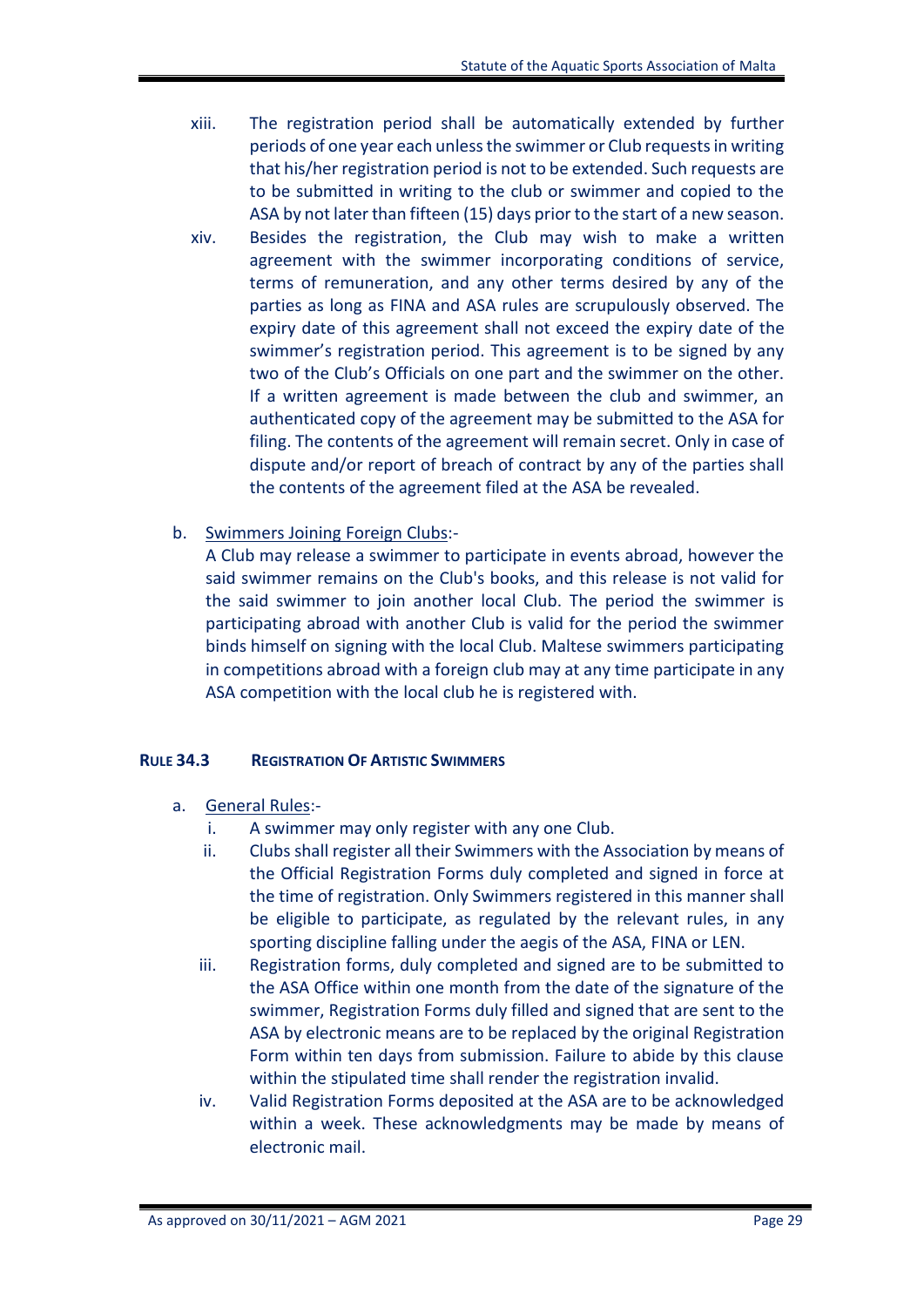xiii. The registration period shall be automatically extended by further periods of one year each unless the swimmer or Club requests in writing that his/her registration period is not to be extended. Such requests are to be submitted in writing to the club or swimmer and copied to the ASA by not later than fifteen (15) days prior to the start of a new season.

xiv. Besides the registration, the Club may wish to make a written agreement with the swimmer incorporating conditions of service, terms of remuneration, and any other terms desired by any of the parties as long as FINA and ASA rules are scrupulously observed. The expiry date of this agreement shall not exceed the expiry date of the swimmer's registration period. This agreement is to be signed by any two of the Club's Officials on one part and the swimmer on the other. If a written agreement is made between the club and swimmer, an authenticated copy of the agreement may be submitted to the ASA for filing. The contents of the agreement will remain secret. Only in case of dispute and/or report of breach of contract by any of the parties shall the contents of the agreement filed at the ASA be revealed.

b. Swimmers Joining Foreign Clubs:-

A Club may release a swimmer to participate in events abroad, however the said swimmer remains on the Club's books, and this release is not valid for the said swimmer to join another local Club. The period the swimmer is participating abroad with another Club is valid for the period the swimmer binds himself on signing with the local Club. Maltese swimmers participating in competitions abroad with a foreign club may at any time participate in any ASA competition with the local club he is registered with.

### RULE 34.3 REGISTRATION OF ARTISTIC SWIMMERS

a. General Rules:-

i. A swimmer may only register with any one Club.

ii. Clubs shall register all their Swimmers with the Association by means of the Official Registration Forms duly completed and signed in force at the time of registration. Only Swimmers registered in this manner shall be eligible to participate, as regulated by the relevant rules, in any sporting discipline falling under the aegis of the ASA, FINA or LEN.

iii. Registration forms, duly completed and signed are to be submitted to the ASA Office within one month from the date of the signature of the swimmer, Registration Forms duly filled and signed that are sent to the ASA by electronic means are to be replaced by the original Registration Form within ten days from submission. Failure to abide by this clause within the stipulated time shall render the registration invalid.

iv. Valid Registration Forms deposited at the ASA are to be acknowledged within a week. These acknowledgments may be made by means of electronic mail.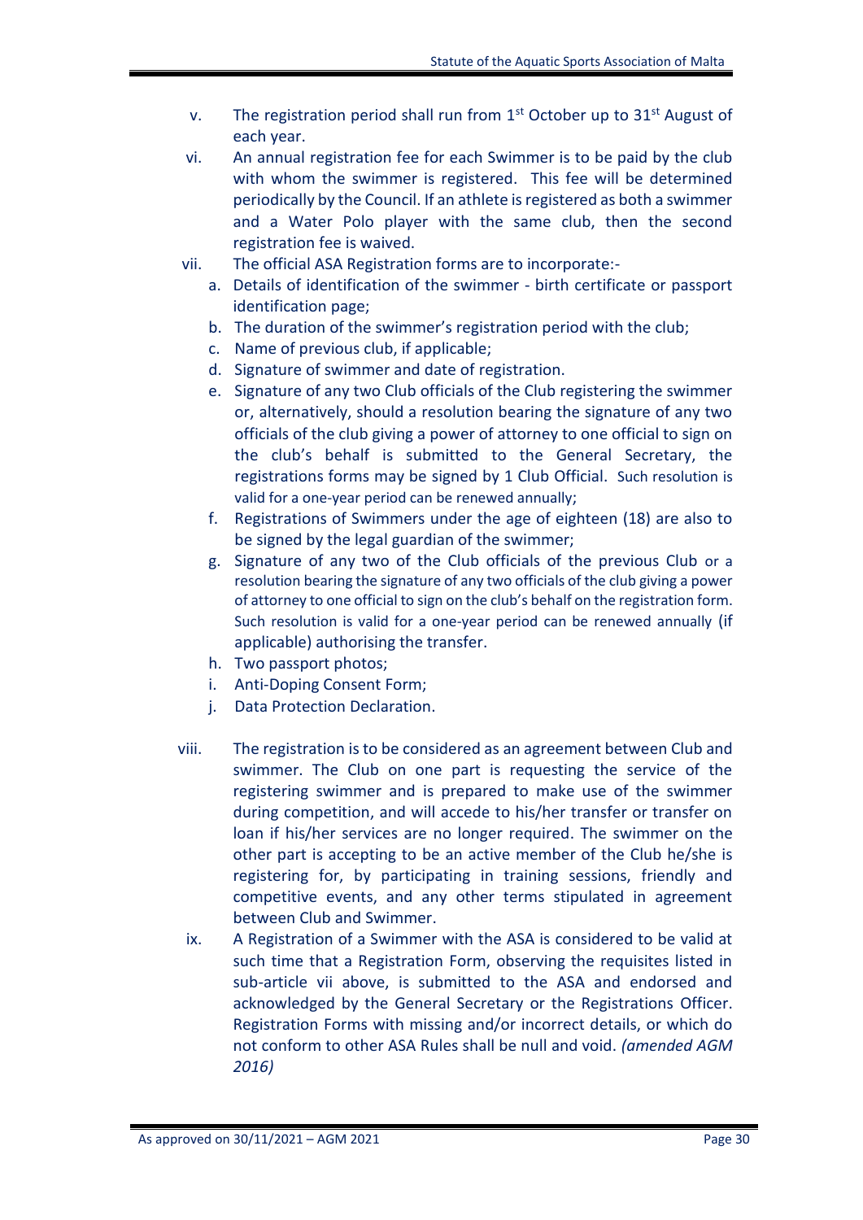v. The registration period shall run from 1st October up to 31st August of each year.

vi. An annual registration fee for each Swimmer is to be paid by the club with whom the swimmer is registered. This fee will be determined periodically by the Council. If an athlete is registered as both a swimmer and a Water Polo player with the same club, then the second registration fee is waived.

vii. The official ASA Registration forms are to incorporate:-

   a. Details of identification of the swimmer - birth certificate or passport identification page;
   b. The duration of the swimmer's registration period with the club;
   c. Name of previous club, if applicable;
   d. Signature of swimmer and date of registration.
   e. Signature of any two Club officials of the Club registering the swimmer or, alternatively, should a resolution bearing the signature of any two officials of the club giving a power of attorney to one official to sign on the club's behalf is submitted to the General Secretary, the registrations forms may be signed by 1 Club Official. Such resolution is valid for a one-year period can be renewed annually;
   f. Registrations of Swimmers under the age of eighteen (18) are also to be signed by the legal guardian of the swimmer;
   g. Signature of any two of the Club officials of the previous Club or a resolution bearing the signature of any two officials of the club giving a power of attorney to one official to sign on the club's behalf on the registration form. Such resolution is valid for a one-year period can be renewed annually (if applicable) authorising the transfer.
   h. Two passport photos;
   i. Anti-Doping Consent Form;
   j. Data Protection Declaration.

viii. The registration is to be considered as an agreement between Club and swimmer. The Club on one part is requesting the service of the registering swimmer and is prepared to make use of the swimmer during competition, and will accede to his/her transfer or transfer on loan if his/her services are no longer required. The swimmer on the other part is accepting to be an active member of the Club he/she is registering for, by participating in training sessions, friendly and competitive events, and any other terms stipulated in agreement between Club and Swimmer.

ix. A Registration of a Swimmer with the ASA is considered to be valid at such time that a Registration Form, observing the requisites listed in sub-article vii above, is submitted to the ASA and endorsed and acknowledged by the General Secretary or the Registrations Officer. Registration Forms with missing and/or incorrect details, or which do not conform to other ASA Rules shall be null and void. *(amended AGM 2016)*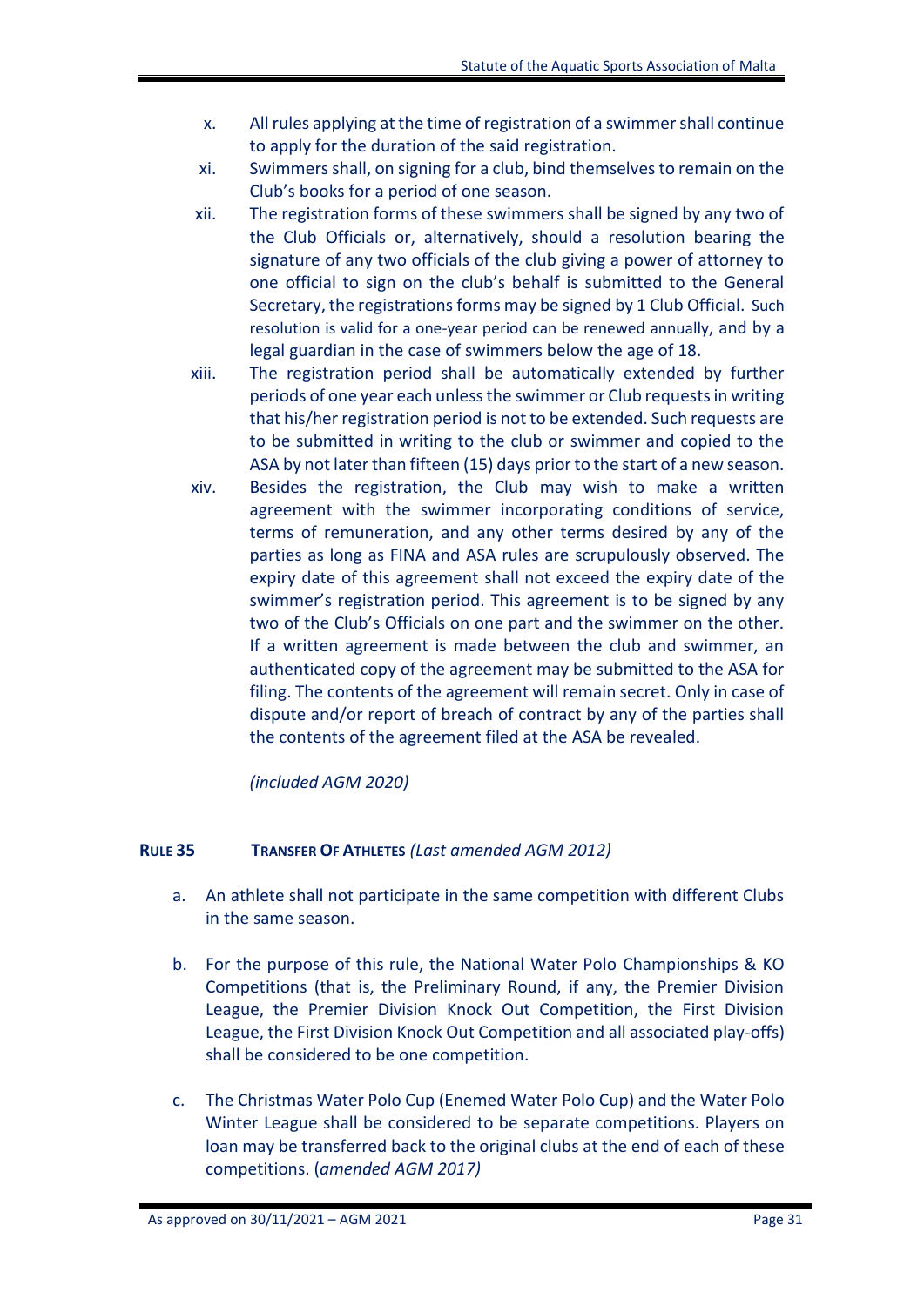x. All rules applying at the time of registration of a swimmer shall continue to apply for the duration of the said registration.

xi. Swimmers shall, on signing for a club, bind themselves to remain on the Club's books for a period of one season.

xii. The registration forms of these swimmers shall be signed by any two of the Club Officials or, alternatively, should a resolution bearing the signature of any two officials of the club giving a power of attorney to one official to sign on the club's behalf is submitted to the General Secretary, the registrations forms may be signed by 1 Club Official. Such resolution is valid for a one-year period can be renewed annually, and by a legal guardian in the case of swimmers below the age of 18.

xiii. The registration period shall be automatically extended by further periods of one year each unless the swimmer or Club requests in writing that his/her registration period is not to be extended. Such requests are to be submitted in writing to the club or swimmer and copied to the ASA by not later than fifteen (15) days prior to the start of a new season.

xiv. Besides the registration, the Club may wish to make a written agreement with the swimmer incorporating conditions of service, terms of remuneration, and any other terms desired by any of the parties as long as FINA and ASA rules are scrupulously observed. The expiry date of this agreement shall not exceed the expiry date of the swimmer's registration period. This agreement is to be signed by any two of the Club's Officials on one part and the swimmer on the other. If a written agreement is made between the club and swimmer, an authenticated copy of the agreement may be submitted to the ASA for filing. The contents of the agreement will remain secret. Only in case of dispute and/or report of breach of contract by any of the parties shall the contents of the agreement filed at the ASA be revealed.

*(included AGM 2020)*

### RULE 35 TRANSFER OF ATHLETES *(Last amended AGM 2012)*

a. An athlete shall not participate in the same competition with different Clubs in the same season.

b. For the purpose of this rule, the National Water Polo Championships & KO Competitions (that is, the Preliminary Round, if any, the Premier Division League, the Premier Division Knock Out Competition, the First Division League, the First Division Knock Out Competition and all associated play-offs) shall be considered to be one competition.

c. The Christmas Water Polo Cup (Enemed Water Polo Cup) and the Water Polo Winter League shall be considered to be separate competitions. Players on loan may be transferred back to the original clubs at the end of each of these competitions. (*amended AGM 2017)*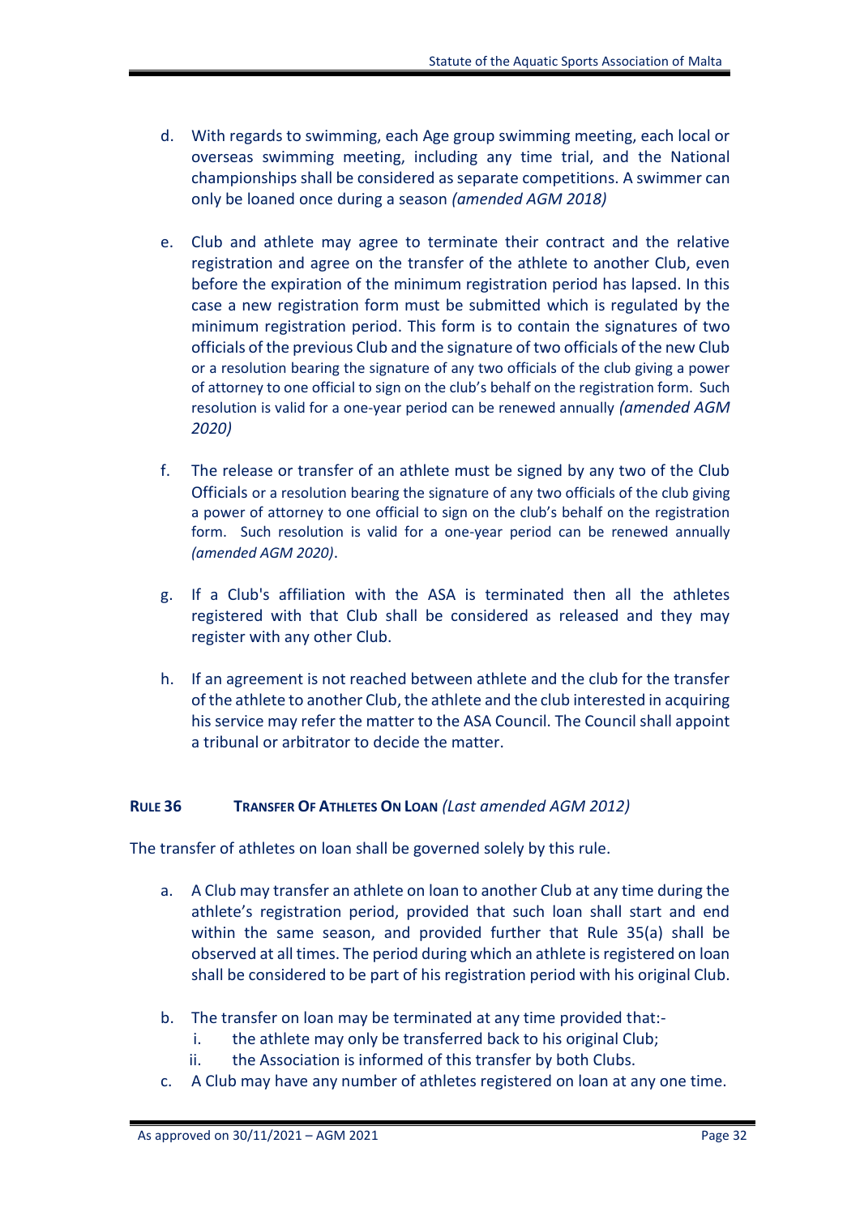d. With regards to swimming, each Age group swimming meeting, each local or overseas swimming meeting, including any time trial, and the National championships shall be considered as separate competitions. A swimmer can only be loaned once during a season *(amended AGM 2018)*

e. Club and athlete may agree to terminate their contract and the relative registration and agree on the transfer of the athlete to another Club, even before the expiration of the minimum registration period has lapsed. In this case a new registration form must be submitted which is regulated by the minimum registration period. This form is to contain the signatures of two officials of the previous Club and the signature of two officials of the new Club or a resolution bearing the signature of any two officials of the club giving a power of attorney to one official to sign on the club's behalf on the registration form. Such resolution is valid for a one-year period can be renewed annually *(amended AGM 2020)*

f. The release or transfer of an athlete must be signed by any two of the Club Officials or a resolution bearing the signature of any two officials of the club giving a power of attorney to one official to sign on the club's behalf on the registration form. Such resolution is valid for a one-year period can be renewed annually *(amended AGM 2020)*.

g. If a Club's affiliation with the ASA is terminated then all the athletes registered with that Club shall be considered as released and they may register with any other Club.

h. If an agreement is not reached between athlete and the club for the transfer of the athlete to another Club, the athlete and the club interested in acquiring his service may refer the matter to the ASA Council. The Council shall appoint a tribunal or arbitrator to decide the matter.

## RULE 36 TRANSFER OF ATHLETES ON LOAN *(Last amended AGM 2012)*

The transfer of athletes on loan shall be governed solely by this rule.

a. A Club may transfer an athlete on loan to another Club at any time during the athlete's registration period, provided that such loan shall start and end within the same season, and provided further that Rule 35(a) shall be observed at all times. The period during which an athlete is registered on loan shall be considered to be part of his registration period with his original Club.

b. The transfer on loan may be terminated at any time provided that:-
   i. the athlete may only be transferred back to his original Club;
   ii. the Association is informed of this transfer by both Clubs.

c. A Club may have any number of athletes registered on loan at any one time.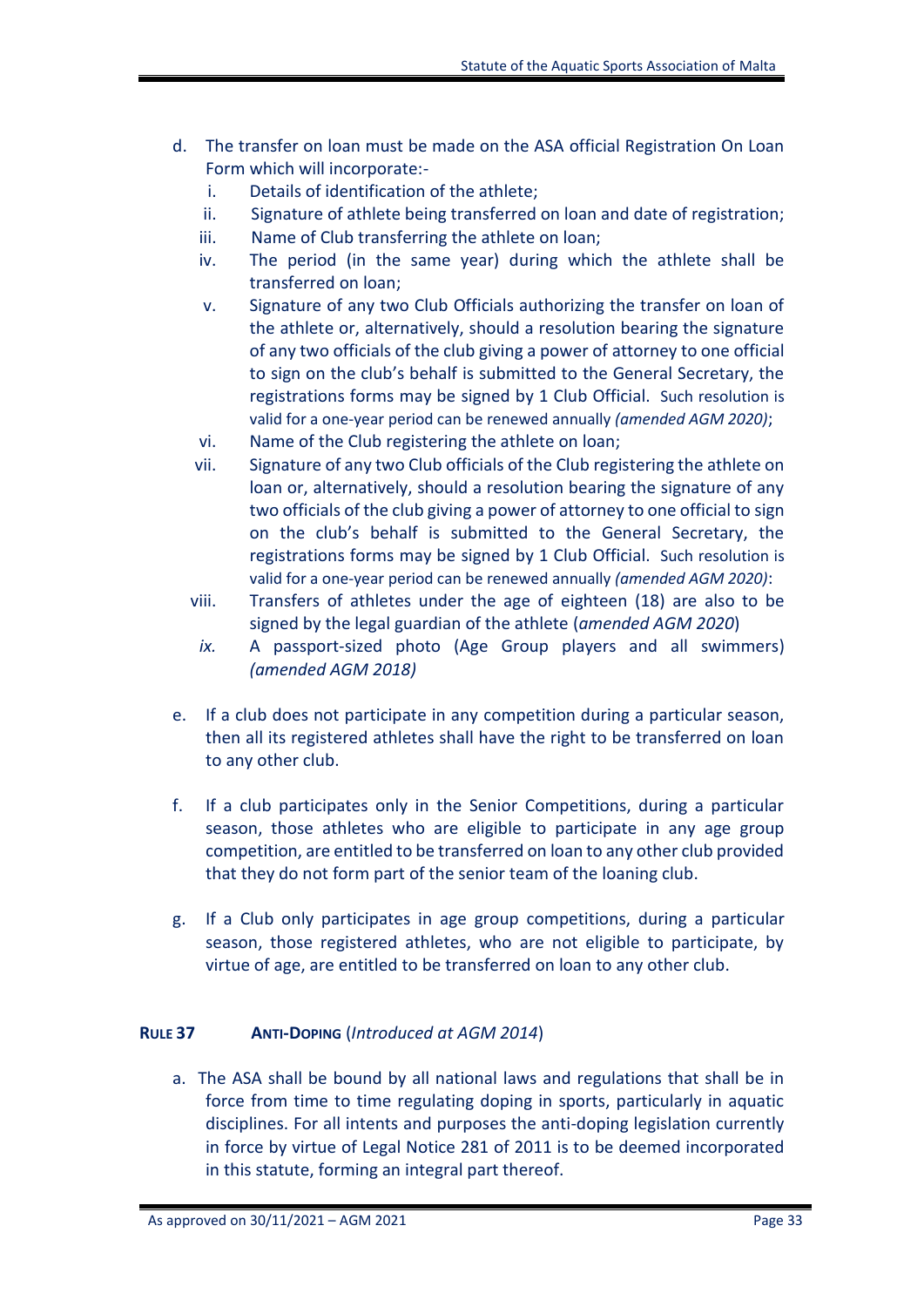d. The transfer on loan must be made on the ASA official Registration On Loan Form which will incorporate:-
   i. Details of identification of the athlete;
   ii. Signature of athlete being transferred on loan and date of registration;
   iii. Name of Club transferring the athlete on loan;
   iv. The period (in the same year) during which the athlete shall be transferred on loan;
   v. Signature of any two Club Officials authorizing the transfer on loan of the athlete or, alternatively, should a resolution bearing the signature of any two officials of the club giving a power of attorney to one official to sign on the club's behalf is submitted to the General Secretary, the registrations forms may be signed by 1 Club Official. Such resolution is valid for a one-year period can be renewed annually *(amended AGM 2020)*;
   vi. Name of the Club registering the athlete on loan;
   vii. Signature of any two Club officials of the Club registering the athlete on loan or, alternatively, should a resolution bearing the signature of any two officials of the club giving a power of attorney to one official to sign on the club's behalf is submitted to the General Secretary, the registrations forms may be signed by 1 Club Official. Such resolution is valid for a one-year period can be renewed annually *(amended AGM 2020)*:
   viii. Transfers of athletes under the age of eighteen (18) are also to be signed by the legal guardian of the athlete (*amended AGM 2020*)
   *ix.* A passport-sized photo (Age Group players and all swimmers) *(amended AGM 2018)*

e. If a club does not participate in any competition during a particular season, then all its registered athletes shall have the right to be transferred on loan to any other club.

f. If a club participates only in the Senior Competitions, during a particular season, those athletes who are eligible to participate in any age group competition, are entitled to be transferred on loan to any other club provided that they do not form part of the senior team of the loaning club.

g. If a Club only participates in age group competitions, during a particular season, those registered athletes, who are not eligible to participate, by virtue of age, are entitled to be transferred on loan to any other club.

## **RULE 37 ANTI-DOPING** (*Introduced at AGM 2014*)

a. The ASA shall be bound by all national laws and regulations that shall be in force from time to time regulating doping in sports, particularly in aquatic disciplines. For all intents and purposes the anti-doping legislation currently in force by virtue of Legal Notice 281 of 2011 is to be deemed incorporated in this statute, forming an integral part thereof.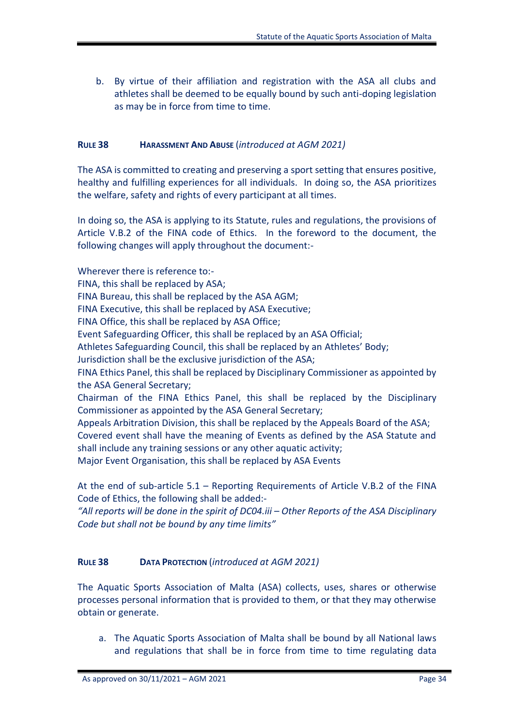b. By virtue of their affiliation and registration with the ASA all clubs and athletes shall be deemed to be equally bound by such anti-doping legislation as may be in force from time to time.

### **RULE 38 HARASSMENT AND ABUSE** (*introduced at AGM 2021)*

The ASA is committed to creating and preserving a sport setting that ensures positive, healthy and fulfilling experiences for all individuals. In doing so, the ASA prioritizes the welfare, safety and rights of every participant at all times.

In doing so, the ASA is applying to its Statute, rules and regulations, the provisions of Article V.B.2 of the FINA code of Ethics. In the foreword to the document, the following changes will apply throughout the document:-

Wherever there is reference to:-
FINA, this shall be replaced by ASA;
FINA Bureau, this shall be replaced by the ASA AGM;
FINA Executive, this shall be replaced by ASA Executive;
FINA Office, this shall be replaced by ASA Office;
Event Safeguarding Officer, this shall be replaced by an ASA Official;
Athletes Safeguarding Council, this shall be replaced by an Athletes' Body;
Jurisdiction shall be the exclusive jurisdiction of the ASA;
FINA Ethics Panel, this shall be replaced by Disciplinary Commissioner as appointed by the ASA General Secretary;
Chairman of the FINA Ethics Panel, this shall be replaced by the Disciplinary Commissioner as appointed by the ASA General Secretary;
Appeals Arbitration Division, this shall be replaced by the Appeals Board of the ASA;
Covered event shall have the meaning of Events as defined by the ASA Statute and shall include any training sessions or any other aquatic activity;
Major Event Organisation, this shall be replaced by ASA Events

At the end of sub-article 5.1 – Reporting Requirements of Article V.B.2 of the FINA Code of Ethics, the following shall be added:-
*"All reports will be done in the spirit of DC04.iii – Other Reports of the ASA Disciplinary Code but shall not be bound by any time limits"*

### **RULE 38 DATA PROTECTION** (*introduced at AGM 2021)*

The Aquatic Sports Association of Malta (ASA) collects, uses, shares or otherwise processes personal information that is provided to them, or that they may otherwise obtain or generate.

a. The Aquatic Sports Association of Malta shall be bound by all National laws and regulations that shall be in force from time to time regulating data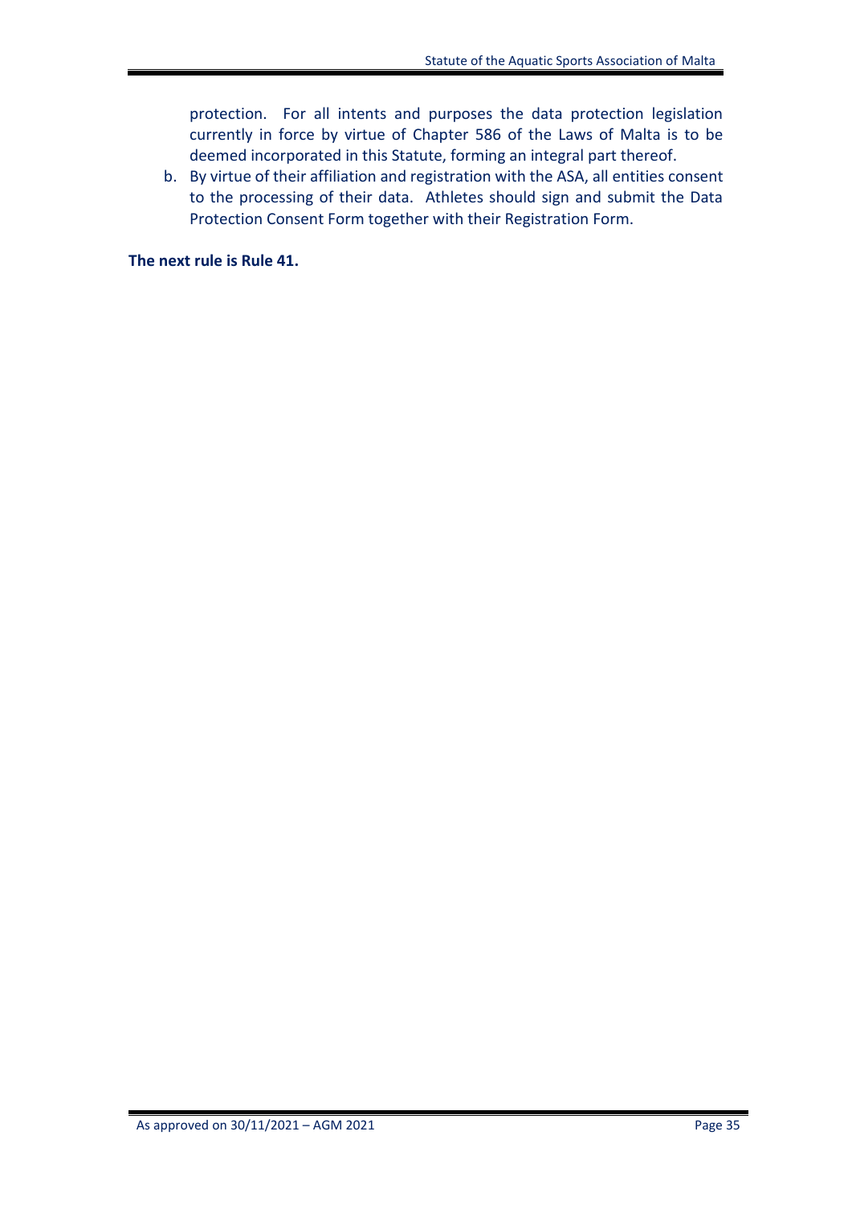protection. For all intents and purposes the data protection legislation currently in force by virtue of Chapter 586 of the Laws of Malta is to be deemed incorporated in this Statute, forming an integral part thereof.

b. By virtue of their affiliation and registration with the ASA, all entities consent to the processing of their data. Athletes should sign and submit the Data Protection Consent Form together with their Registration Form.

**The next rule is Rule 41.**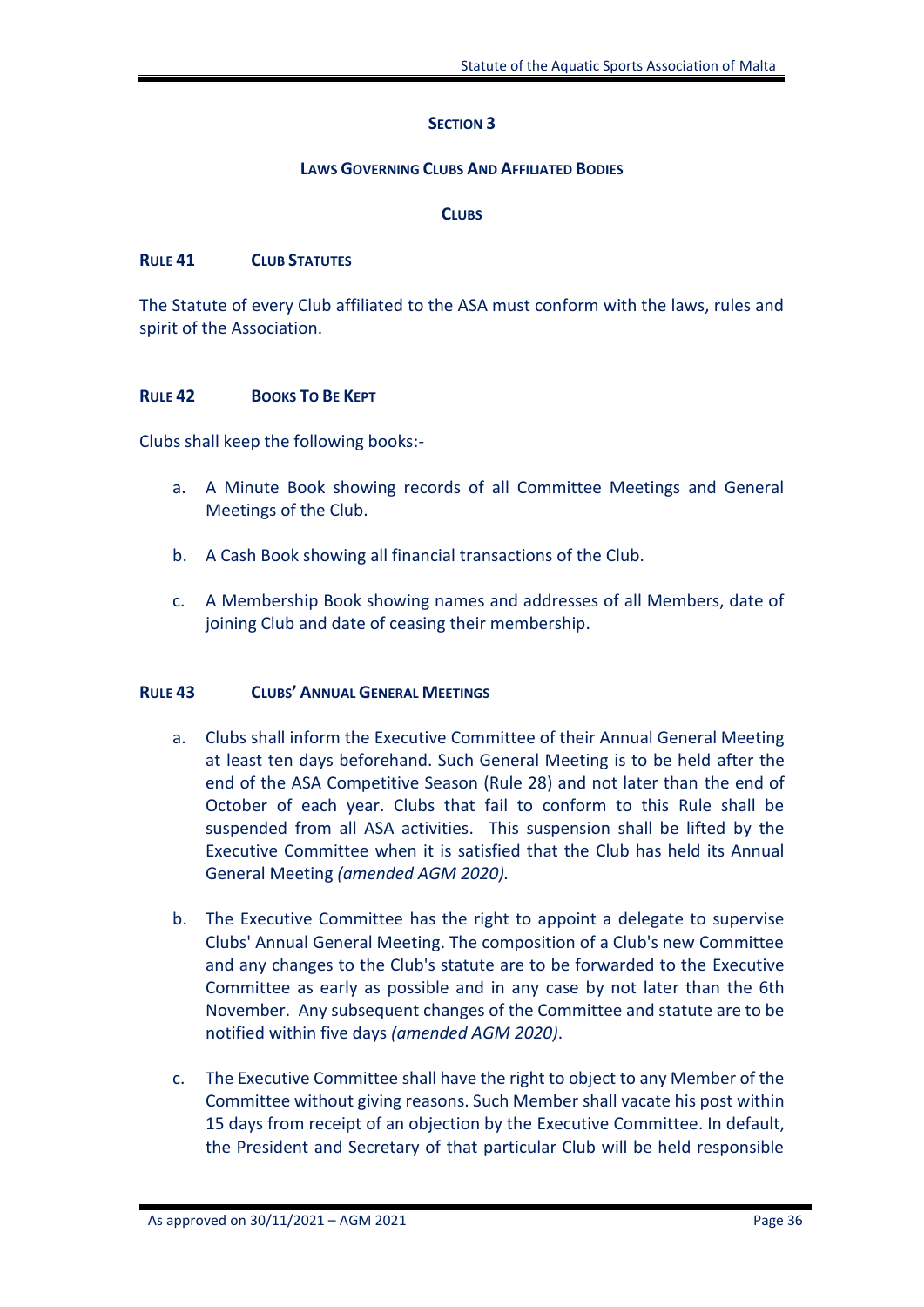# SECTION 3

## LAWS GOVERNING CLUBS AND AFFILIATED BODIES

### CLUBS

**RULE 41 CLUB STATUTES**

The Statute of every Club affiliated to the ASA must conform with the laws, rules and spirit of the Association.

**RULE 42 BOOKS TO BE KEPT**

Clubs shall keep the following books:-

a. A Minute Book showing records of all Committee Meetings and General Meetings of the Club.

b. A Cash Book showing all financial transactions of the Club.

c. A Membership Book showing names and addresses of all Members, date of joining Club and date of ceasing their membership.

**RULE 43 CLUBS' ANNUAL GENERAL MEETINGS**

a. Clubs shall inform the Executive Committee of their Annual General Meeting at least ten days beforehand. Such General Meeting is to be held after the end of the ASA Competitive Season (Rule 28) and not later than the end of October of each year. Clubs that fail to conform to this Rule shall be suspended from all ASA activities. This suspension shall be lifted by the Executive Committee when it is satisfied that the Club has held its Annual General Meeting *(amended AGM 2020).*

b. The Executive Committee has the right to appoint a delegate to supervise Clubs' Annual General Meeting. The composition of a Club's new Committee and any changes to the Club's statute are to be forwarded to the Executive Committee as early as possible and in any case by not later than the 6th November. Any subsequent changes of the Committee and statute are to be notified within five days *(amended AGM 2020).*

c. The Executive Committee shall have the right to object to any Member of the Committee without giving reasons. Such Member shall vacate his post within 15 days from receipt of an objection by the Executive Committee. In default, the President and Secretary of that particular Club will be held responsible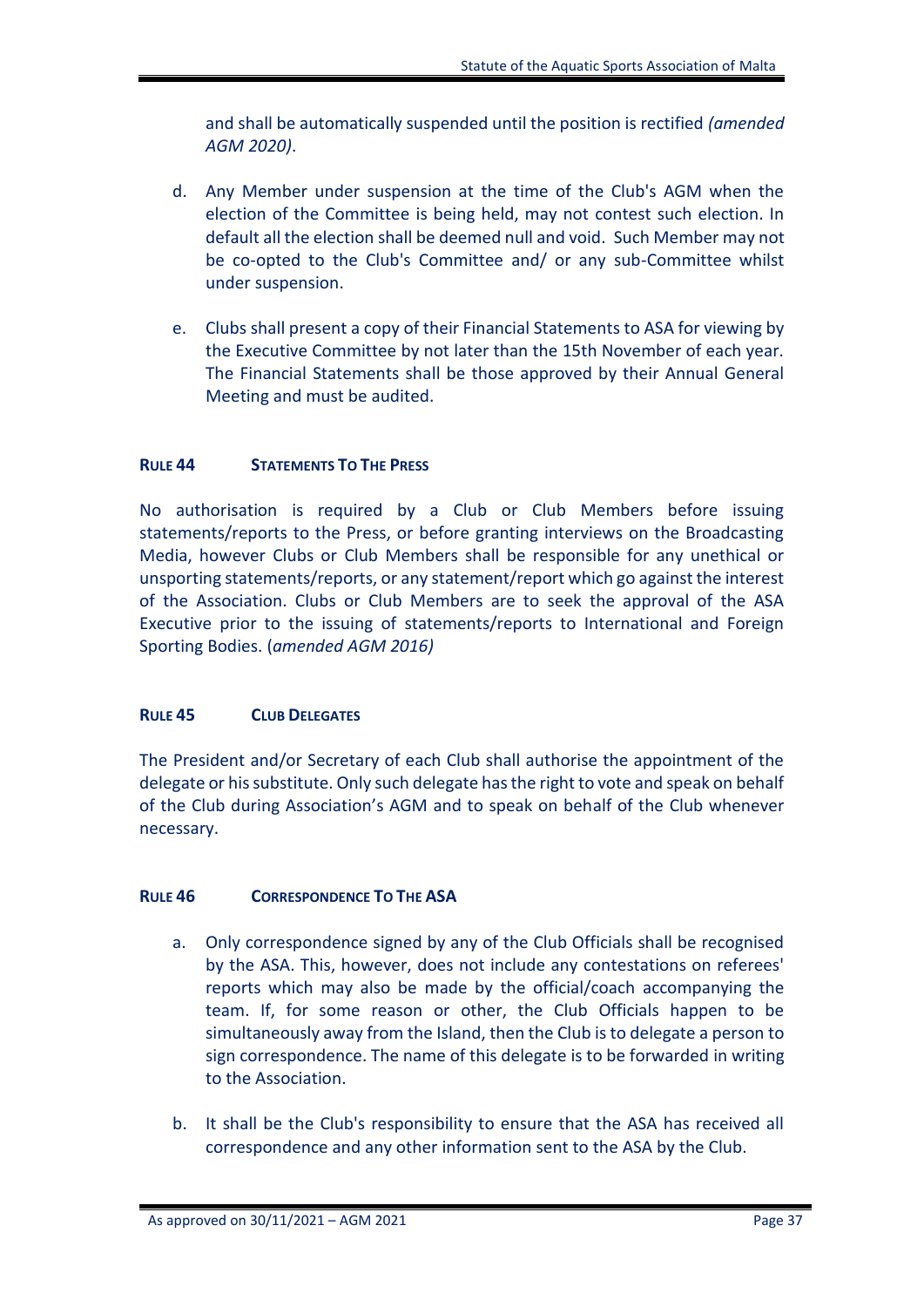and shall be automatically suspended until the position is rectified *(amended AGM 2020)*.

d. Any Member under suspension at the time of the Club's AGM when the election of the Committee is being held, may not contest such election. In default all the election shall be deemed null and void. Such Member may not be co-opted to the Club's Committee and/ or any sub-Committee whilst under suspension.

e. Clubs shall present a copy of their Financial Statements to ASA for viewing by the Executive Committee by not later than the 15th November of each year. The Financial Statements shall be those approved by their Annual General Meeting and must be audited.

### RULE 44 STATEMENTS TO THE PRESS

No authorisation is required by a Club or Club Members before issuing statements/reports to the Press, or before granting interviews on the Broadcasting Media, however Clubs or Club Members shall be responsible for any unethical or unsporting statements/reports, or any statement/report which go against the interest of the Association. Clubs or Club Members are to seek the approval of the ASA Executive prior to the issuing of statements/reports to International and Foreign Sporting Bodies. (*amended AGM 2016)*

### RULE 45 CLUB DELEGATES

The President and/or Secretary of each Club shall authorise the appointment of the delegate or his substitute. Only such delegate has the right to vote and speak on behalf of the Club during Association's AGM and to speak on behalf of the Club whenever necessary.

### RULE 46 CORRESPONDENCE TO THE ASA

a. Only correspondence signed by any of the Club Officials shall be recognised by the ASA. This, however, does not include any contestations on referees' reports which may also be made by the official/coach accompanying the team. If, for some reason or other, the Club Officials happen to be simultaneously away from the Island, then the Club is to delegate a person to sign correspondence. The name of this delegate is to be forwarded in writing to the Association.

b. It shall be the Club's responsibility to ensure that the ASA has received all correspondence and any other information sent to the ASA by the Club.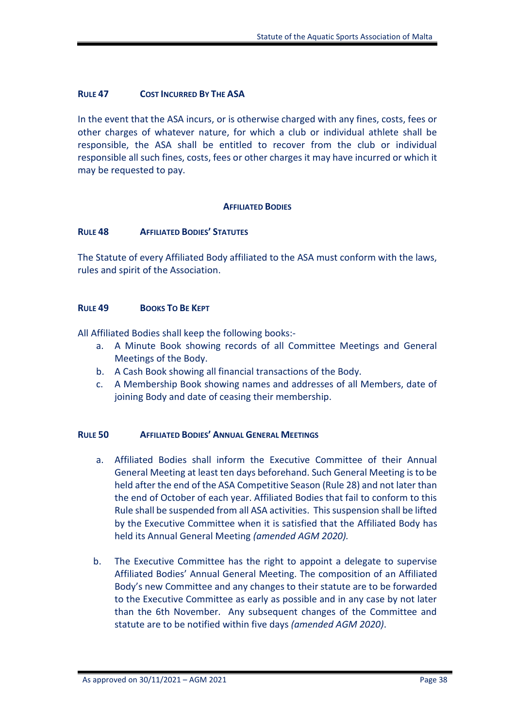### Rule 47 Cost Incurred By The ASA

In the event that the ASA incurs, or is otherwise charged with any fines, costs, fees or other charges of whatever nature, for which a club or individual athlete shall be responsible, the ASA shall be entitled to recover from the club or individual responsible all such fines, costs, fees or other charges it may have incurred or which it may be requested to pay.

## Affiliated Bodies

### Rule 48 Affiliated Bodies' Statutes

The Statute of every Affiliated Body affiliated to the ASA must conform with the laws, rules and spirit of the Association.

### Rule 49 Books To Be Kept

All Affiliated Bodies shall keep the following books:-

a. A Minute Book showing records of all Committee Meetings and General Meetings of the Body.
b. A Cash Book showing all financial transactions of the Body.
c. A Membership Book showing names and addresses of all Members, date of joining Body and date of ceasing their membership.

### Rule 50 Affiliated Bodies' Annual General Meetings

a. Affiliated Bodies shall inform the Executive Committee of their Annual General Meeting at least ten days beforehand. Such General Meeting is to be held after the end of the ASA Competitive Season (Rule 28) and not later than the end of October of each year. Affiliated Bodies that fail to conform to this Rule shall be suspended from all ASA activities. This suspension shall be lifted by the Executive Committee when it is satisfied that the Affiliated Body has held its Annual General Meeting *(amended AGM 2020).*

b. The Executive Committee has the right to appoint a delegate to supervise Affiliated Bodies' Annual General Meeting. The composition of an Affiliated Body's new Committee and any changes to their statute are to be forwarded to the Executive Committee as early as possible and in any case by not later than the 6th November. Any subsequent changes of the Committee and statute are to be notified within five days *(amended AGM 2020)*.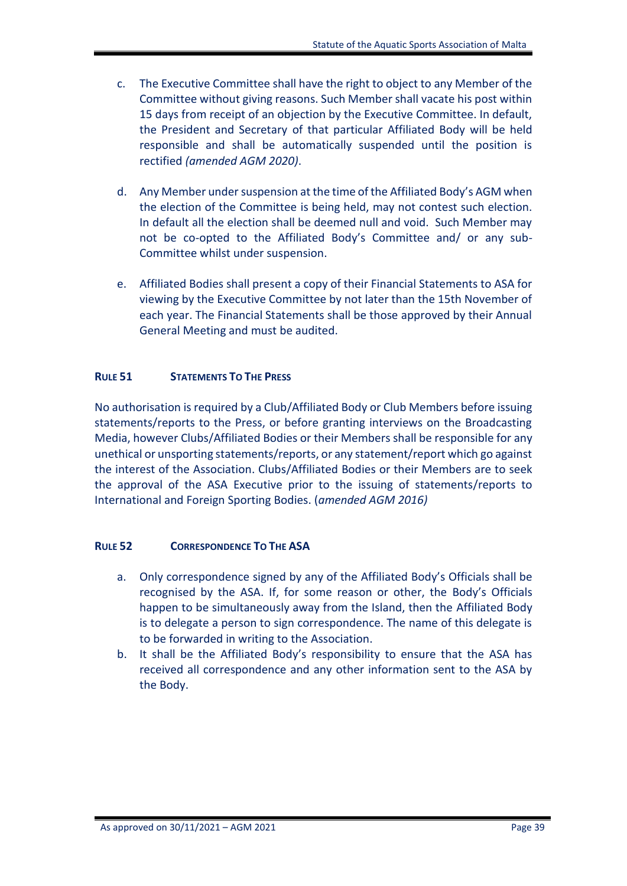c. The Executive Committee shall have the right to object to any Member of the Committee without giving reasons. Such Member shall vacate his post within 15 days from receipt of an objection by the Executive Committee. In default, the President and Secretary of that particular Affiliated Body will be held responsible and shall be automatically suspended until the position is rectified *(amended AGM 2020)*.

d. Any Member under suspension at the time of the Affiliated Body's AGM when the election of the Committee is being held, may not contest such election. In default all the election shall be deemed null and void. Such Member may not be co-opted to the Affiliated Body's Committee and/ or any sub-Committee whilst under suspension.

e. Affiliated Bodies shall present a copy of their Financial Statements to ASA for viewing by the Executive Committee by not later than the 15th November of each year. The Financial Statements shall be those approved by their Annual General Meeting and must be audited.

#### RULE 51 STATEMENTS TO THE PRESS

No authorisation is required by a Club/Affiliated Body or Club Members before issuing statements/reports to the Press, or before granting interviews on the Broadcasting Media, however Clubs/Affiliated Bodies or their Members shall be responsible for any unethical or unsporting statements/reports, or any statement/report which go against the interest of the Association. Clubs/Affiliated Bodies or their Members are to seek the approval of the ASA Executive prior to the issuing of statements/reports to International and Foreign Sporting Bodies. (*amended AGM 2016)*

#### RULE 52 CORRESPONDENCE TO THE ASA

a. Only correspondence signed by any of the Affiliated Body's Officials shall be recognised by the ASA. If, for some reason or other, the Body's Officials happen to be simultaneously away from the Island, then the Affiliated Body is to delegate a person to sign correspondence. The name of this delegate is to be forwarded in writing to the Association.

b. It shall be the Affiliated Body's responsibility to ensure that the ASA has received all correspondence and any other information sent to the ASA by the Body.